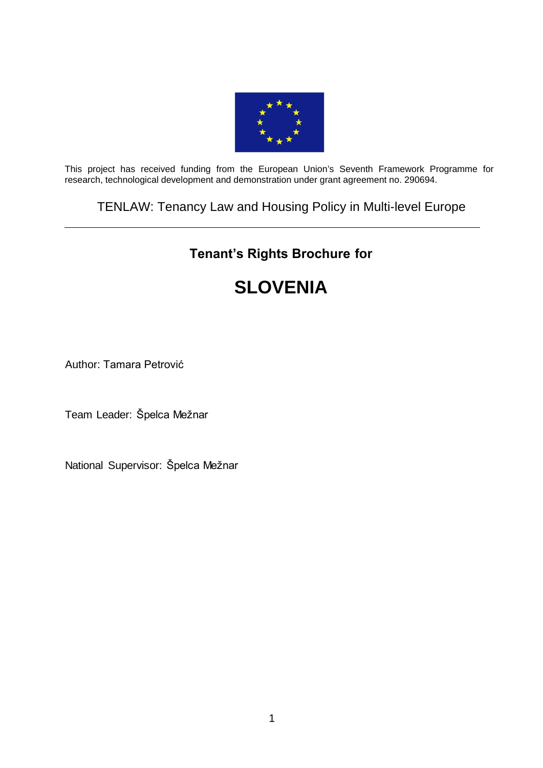This project has received funding from the European Union's Seventh Framework Programme for research, technological development and demonstration under grant agreement no. 290694.

TENLAW: Tenancy Law and Housing Policy in Multi-level Europe

---

## Tenant's Rights Brochure for

# SLOVENIA

Author: Tamara Petrović

Team Leader: Špelca Mežnar

National Supervisor: Špelca Mežnar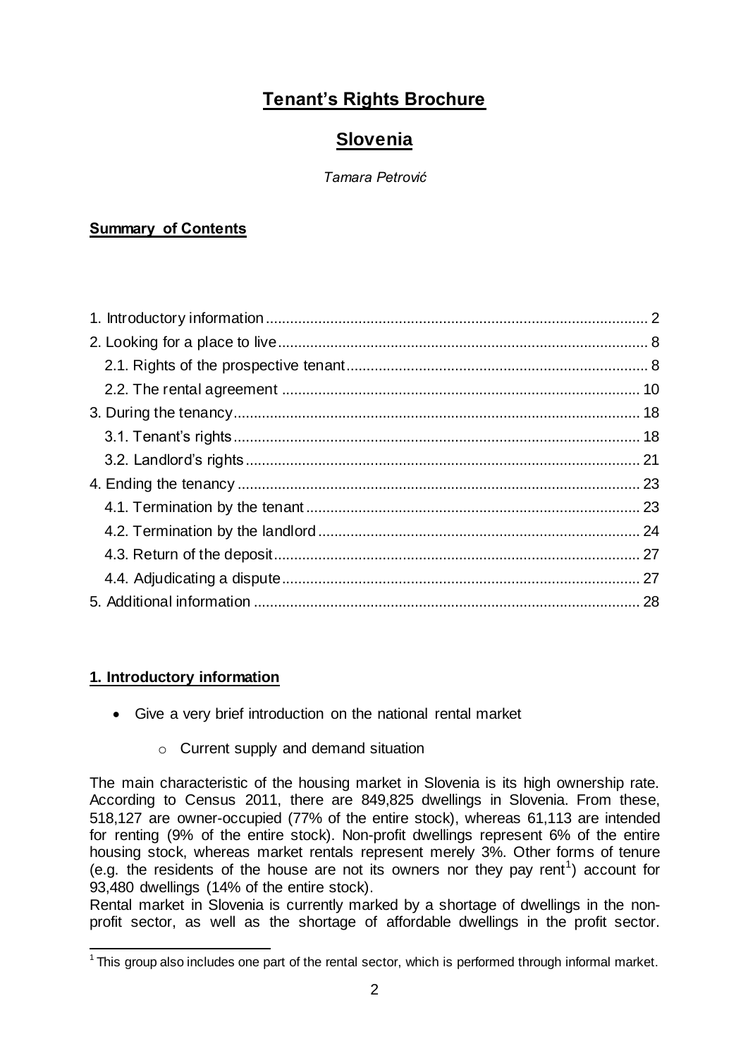# Tenant's Rights Brochure

# Slovenia

*Tamara Petrović*

**Summary of Contents**

1. Introductory information ........ 2
2. Looking for a place to live ........ 8
   - 2.1. Rights of the prospective tenant ........ 8
   - 2.2. The rental agreement ........ 10
3. During the tenancy ........ 18
   - 3.1. Tenant's rights ........ 18
   - 3.2. Landlord's rights ........ 21
4. Ending the tenancy ........ 23
   - 4.1. Termination by the tenant ........ 23
   - 4.2. Termination by the landlord ........ 24
   - 4.3. Return of the deposit ........ 27
   - 4.4. Adjudicating a dispute ........ 27
5. Additional information ........ 28

## 1. Introductory information

- Give a very brief introduction on the national rental market
  - Current supply and demand situation

The main characteristic of the housing market in Slovenia is its high ownership rate. According to Census 2011, there are 849,825 dwellings in Slovenia. From these, 518,127 are owner-occupied (77% of the entire stock), whereas 61,113 are intended for renting (9% of the entire stock). Non-profit dwellings represent 6% of the entire housing stock, whereas market rentals represent merely 3%. Other forms of tenure (e.g. the residents of the house are not its owners nor they pay rent[1]) account for 93,480 dwellings (14% of the entire stock).

Rental market in Slovenia is currently marked by a shortage of dwellings in the non-profit sector, as well as the shortage of affordable dwellings in the profit sector.

[1] This group also includes one part of the rental sector, which is performed through informal market.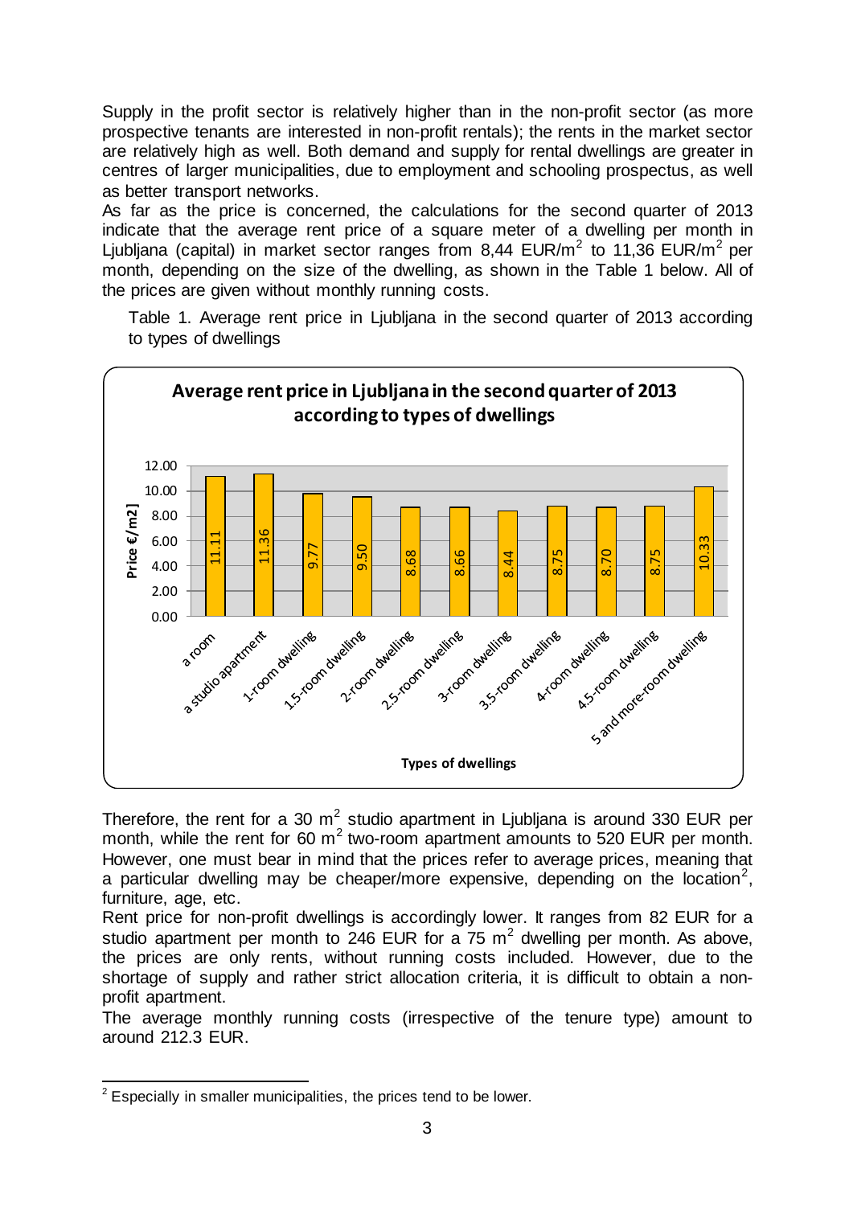Supply in the profit sector is relatively higher than in the non-profit sector (as more prospective tenants are interested in non-profit rentals); the rents in the market sector are relatively high as well. Both demand and supply for rental dwellings are greater in centres of larger municipalities, due to employment and schooling prospectus, as well as better transport networks.

As far as the price is concerned, the calculations for the second quarter of 2013 indicate that the average rent price of a square meter of a dwelling per month in Ljubljana (capital) in market sector ranges from 8,44 EUR/$m^2$ to 11,36 EUR/$m^2$ per month, depending on the size of the dwelling, as shown in the Table 1 below. All of the prices are given without monthly running costs.

Table 1. Average rent price in Ljubljana in the second quarter of 2013 according to types of dwellings

**Average rent price in Ljubljana in the second quarter of 2013 according to types of dwellings**

| Types of dwellings | Price €/m2 |
|---|---|
| a room | 11.11 |
| a studio apartment | 11.36 |
| 1-room dwelling | 9.77 |
| 1.5-room dwelling | 9.50 |
| 2-room dwelling | 8.68 |
| 2.5-room dwelling | 8.66 |
| 3-room dwelling | 8.44 |
| 3.5-room dwelling | 8.75 |
| 4-room dwelling | 8.70 |
| 4.5-room dwelling | 8.75 |
| 5 and more-room dwelling | 10.33 |

Therefore, the rent for a 30 $m^2$ studio apartment in Ljubljana is around 330 EUR per month, while the rent for 60 $m^2$ two-room apartment amounts to 520 EUR per month. However, one must bear in mind that the prices refer to average prices, meaning that a particular dwelling may be cheaper/more expensive, depending on the location[2], furniture, age, etc.

Rent price for non-profit dwellings is accordingly lower. It ranges from 82 EUR for a studio apartment per month to 246 EUR for a 75 $m^2$ dwelling per month. As above, the prices are only rents, without running costs included. However, due to the shortage of supply and rather strict allocation criteria, it is difficult to obtain a non-profit apartment.

The average monthly running costs (irrespective of the tenure type) amount to around 212.3 EUR.

[2] Especially in smaller municipalities, the prices tend to be lower.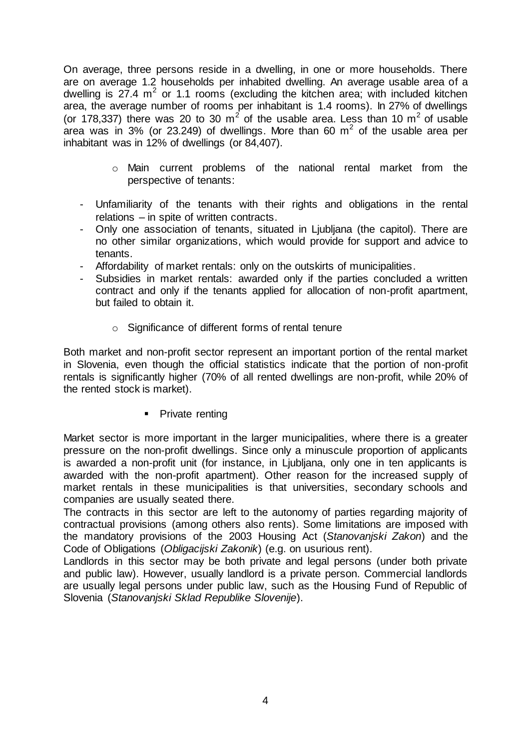On average, three persons reside in a dwelling, in one or more households. There are on average 1.2 households per inhabited dwelling. An average usable area of a dwelling is 27.4 $m^2$ or 1.1 rooms (excluding the kitchen area; with included kitchen area, the average number of rooms per inhabitant is 1.4 rooms). In 27% of dwellings (or 178,337) there was 20 to 30 $m^2$ of the usable area. Less than 10 $m^2$ of usable area was in 3% (or 23.249) of dwellings. More than 60 $m^2$ of the usable area per inhabitant was in 12% of dwellings (or 84,407).

- Main current problems of the national rental market from the perspective of tenants:

- Unfamiliarity of the tenants with their rights and obligations in the rental relations – in spite of written contracts.
- Only one association of tenants, situated in Ljubljana (the capitol). There are no other similar organizations, which would provide for support and advice to tenants.
- Affordability of market rentals: only on the outskirts of municipalities.
- Subsidies in market rentals: awarded only if the parties concluded a written contract and only if the tenants applied for allocation of non-profit apartment, but failed to obtain it.

- Significance of different forms of rental tenure

Both market and non-profit sector represent an important portion of the rental market in Slovenia, even though the official statistics indicate that the portion of non-profit rentals is significantly higher (70% of all rented dwellings are non-profit, while 20% of the rented stock is market).

- Private renting

Market sector is more important in the larger municipalities, where there is a greater pressure on the non-profit dwellings. Since only a minuscule proportion of applicants is awarded a non-profit unit (for instance, in Ljubljana, only one in ten applicants is awarded with the non-profit apartment). Other reason for the increased supply of market rentals in these municipalities is that universities, secondary schools and companies are usually seated there.

The contracts in this sector are left to the autonomy of parties regarding majority of contractual provisions (among others also rents). Some limitations are imposed with the mandatory provisions of the 2003 Housing Act (*Stanovanjski Zakon*) and the Code of Obligations (*Obligacijski Zakonik*) (e.g. on usurious rent).

Landlords in this sector may be both private and legal persons (under both private and public law). However, usually landlord is a private person. Commercial landlords are usually legal persons under public law, such as the Housing Fund of Republic of Slovenia (*Stanovanjski Sklad Republike Slovenije*).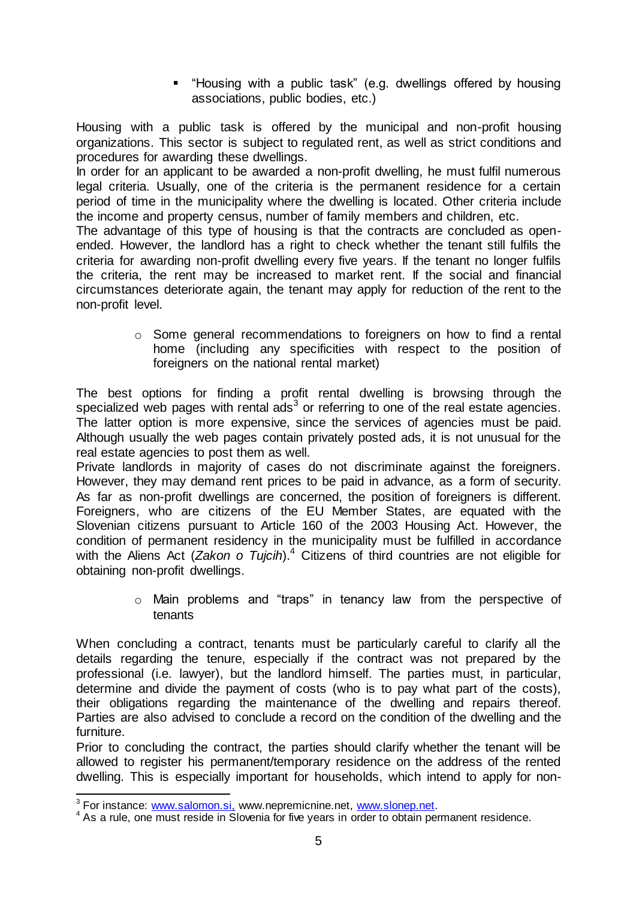- "Housing with a public task" (e.g. dwellings offered by housing associations, public bodies, etc.)

Housing with a public task is offered by the municipal and non-profit housing organizations. This sector is subject to regulated rent, as well as strict conditions and procedures for awarding these dwellings.

In order for an applicant to be awarded a non-profit dwelling, he must fulfil numerous legal criteria. Usually, one of the criteria is the permanent residence for a certain period of time in the municipality where the dwelling is located. Other criteria include the income and property census, number of family members and children, etc.

The advantage of this type of housing is that the contracts are concluded as open-ended. However, the landlord has a right to check whether the tenant still fulfils the criteria for awarding non-profit dwelling every five years. If the tenant no longer fulfils the criteria, the rent may be increased to market rent. If the social and financial circumstances deteriorate again, the tenant may apply for reduction of the rent to the non-profit level.

- Some general recommendations to foreigners on how to find a rental home (including any specificities with respect to the position of foreigners on the national rental market)

The best options for finding a profit rental dwelling is browsing through the specialized web pages with rental ads[3] or referring to one of the real estate agencies. The latter option is more expensive, since the services of agencies must be paid. Although usually the web pages contain privately posted ads, it is not unusual for the real estate agencies to post them as well.

Private landlords in majority of cases do not discriminate against the foreigners. However, they may demand rent prices to be paid in advance, as a form of security. As far as non-profit dwellings are concerned, the position of foreigners is different. Foreigners, who are citizens of the EU Member States, are equated with the Slovenian citizens pursuant to Article 160 of the 2003 Housing Act. However, the condition of permanent residency in the municipality must be fulfilled in accordance with the Aliens Act (*Zakon o Tujcih*).[4] Citizens of third countries are not eligible for obtaining non-profit dwellings.

- Main problems and "traps" in tenancy law from the perspective of tenants

When concluding a contract, tenants must be particularly careful to clarify all the details regarding the tenure, especially if the contract was not prepared by the professional (i.e. lawyer), but the landlord himself. The parties must, in particular, determine and divide the payment of costs (who is to pay what part of the costs), their obligations regarding the maintenance of the dwelling and repairs thereof. Parties are also advised to conclude a record on the condition of the dwelling and the furniture.

Prior to concluding the contract, the parties should clarify whether the tenant will be allowed to register his permanent/temporary residence on the address of the rented dwelling. This is especially important for households, which intend to apply for non-

---

[3] For instance: www.salomon.si, www.nepremicnine.net, www.slonep.net.

[4] As a rule, one must reside in Slovenia for five years in order to obtain permanent residence.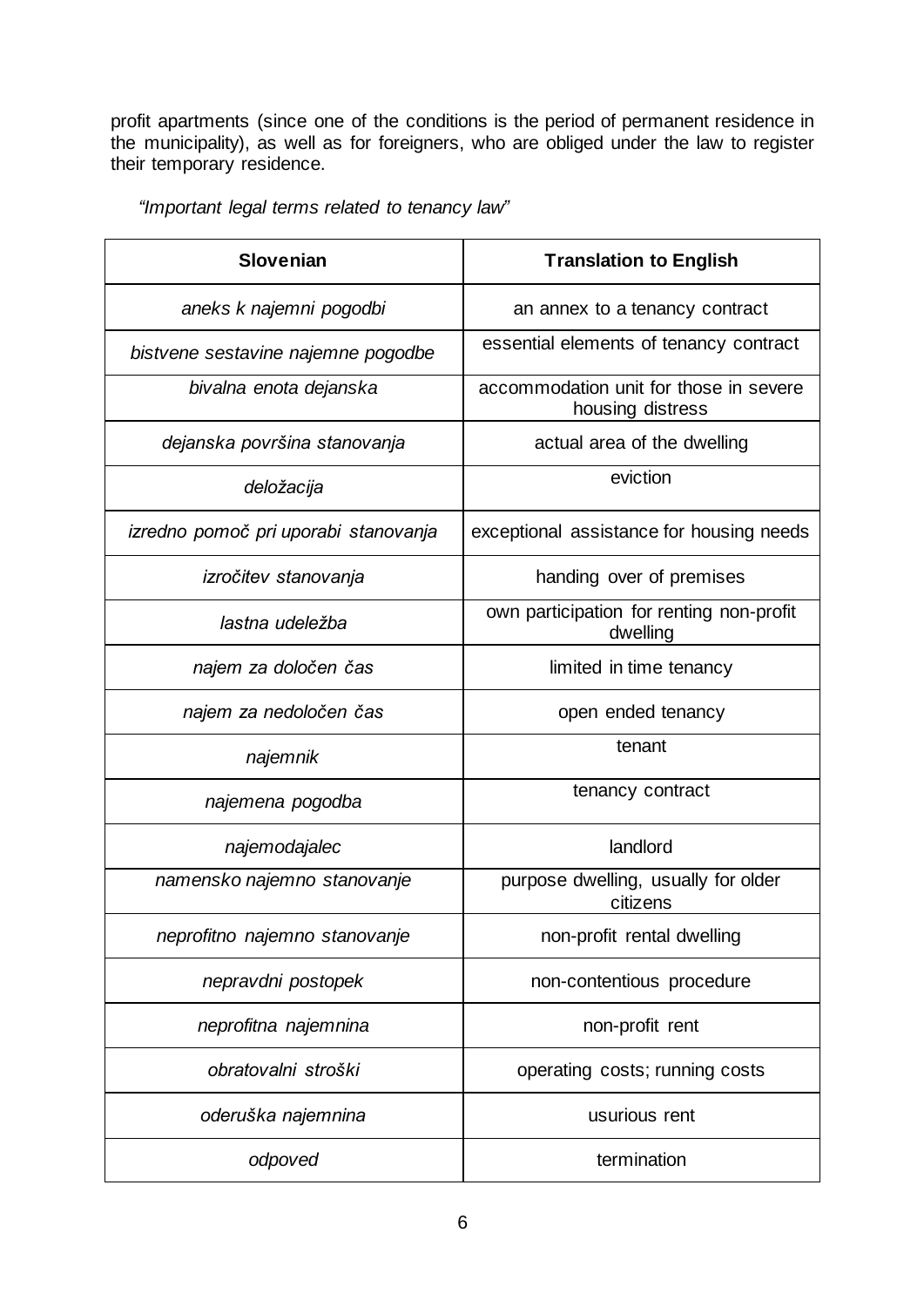profit apartments (since one of the conditions is the period of permanent residence in the municipality), as well as for foreigners, who are obliged under the law to register their temporary residence.

*"Important legal terms related to tenancy law"*

| Slovenian | Translation to English |
|---|---|
| *aneks k najemni pogodbi* | an annex to a tenancy contract |
| *bistvene sestavine najemne pogodbe* | essential elements of tenancy contract |
| *bivalna enota dejanska* | accommodation unit for those in severe housing distress |
| *dejanska površina stanovanja* | actual area of the dwelling |
| *deložacija* | eviction |
| *izredno pomoč pri uporabi stanovanja* | exceptional assistance for housing needs |
| *izročitev stanovanja* | handing over of premises |
| *lastna udeležba* | own participation for renting non-profit dwelling |
| *najem za določen čas* | limited in time tenancy |
| *najem za nedoločen čas* | open ended tenancy |
| *najemnik* | tenant |
| *najemena pogodba* | tenancy contract |
| *najemodajalec* | landlord |
| *namensko najemno stanovanje* | purpose dwelling, usually for older citizens |
| *neprofitno najemno stanovanje* | non-profit rental dwelling |
| *nepravdni postopek* | non-contentious procedure |
| *neprofitna najemnina* | non-profit rent |
| *obratovalni stroški* | operating costs; running costs |
| *oderuška najemnina* | usurious rent |
| *odpoved* | termination |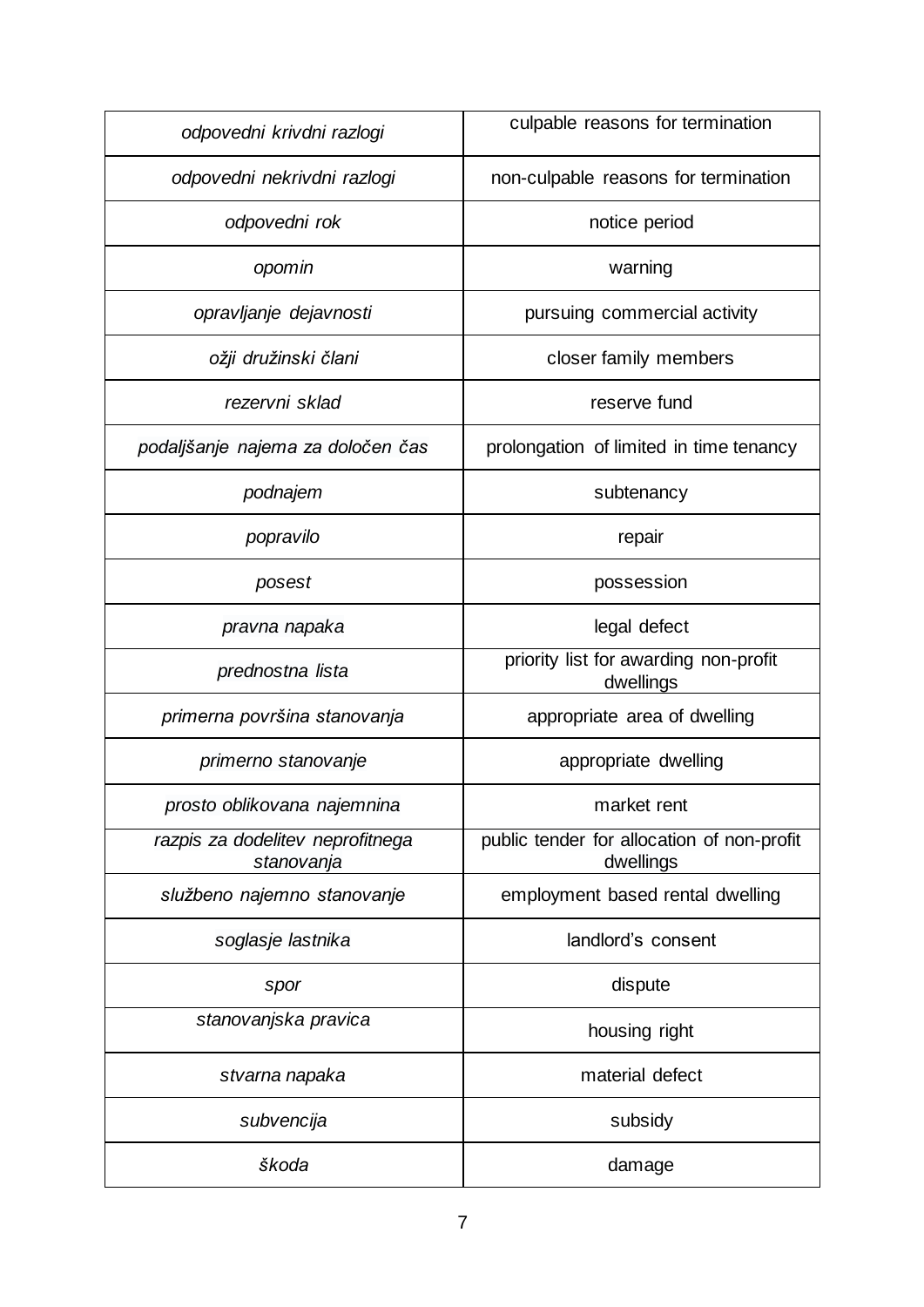| *odpovedni krivdni razlogi* | culpable reasons for termination |
|---|---|
| *odpovedni nekrivdni razlogi* | non-culpable reasons for termination |
| *odpovedni rok* | notice period |
| *opomin* | warning |
| *opravljanje dejavnosti* | pursuing commercial activity |
| *ožji družinski člani* | closer family members |
| *rezervni sklad* | reserve fund |
| *podaljšanje najema za določen čas* | prolongation of limited in time tenancy |
| *podnajem* | subtenancy |
| *popravilo* | repair |
| *posest* | possession |
| *pravna napaka* | legal defect |
| *prednostna lista* | priority list for awarding non-profit dwellings |
| *primerna površina stanovanja* | appropriate area of dwelling |
| *primerno stanovanje* | appropriate dwelling |
| *prosto oblikovana najemnina* | market rent |
| *razpis za dodelitev neprofitnega stanovanja* | public tender for allocation of non-profit dwellings |
| *službeno najemno stanovanje* | employment based rental dwelling |
| *soglasje lastnika* | landlord's consent |
| *spor* | dispute |
| *stanovanjska pravica* | housing right |
| *stvarna napaka* | material defect |
| *subvencija* | subsidy |
| *škoda* | damage |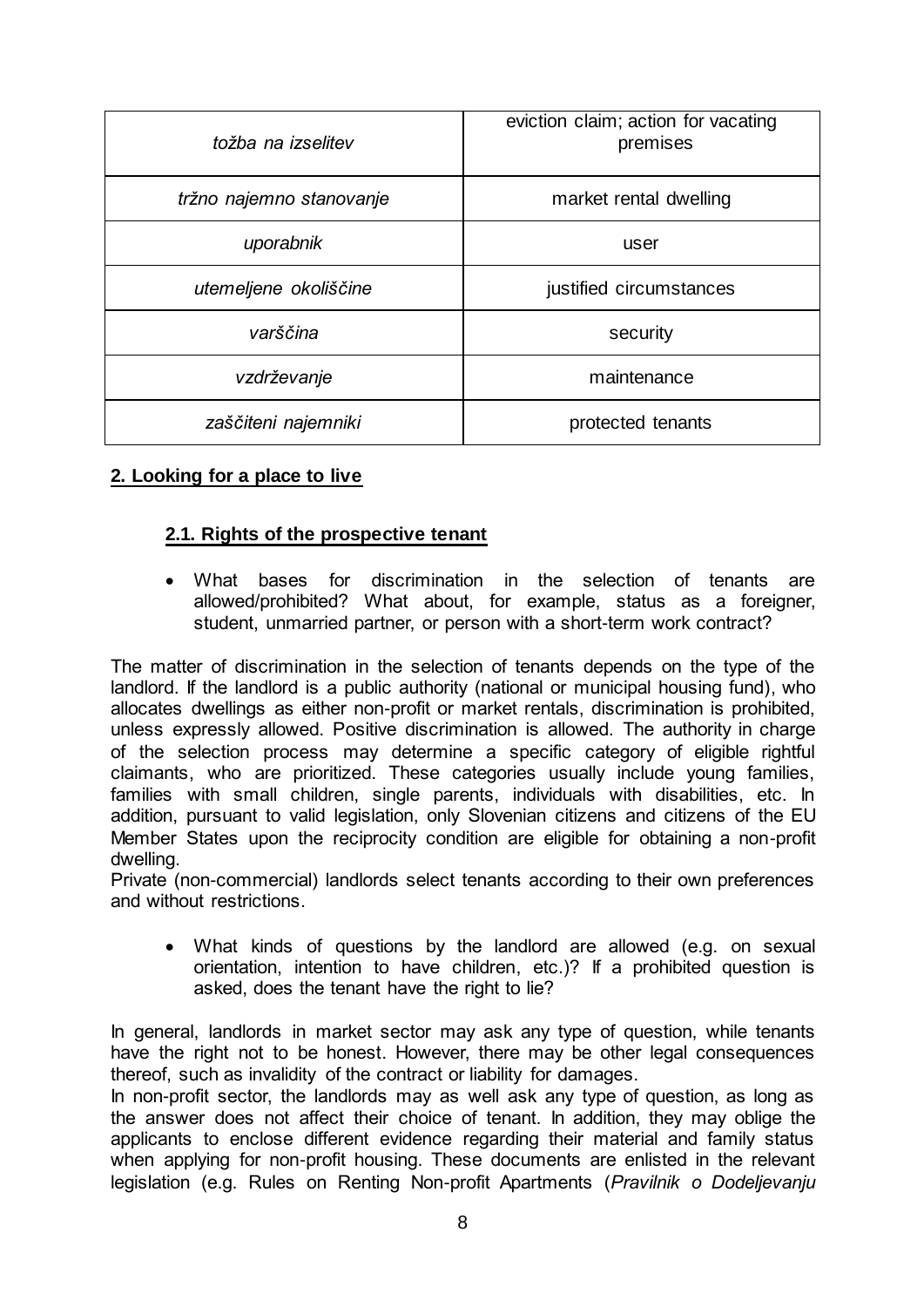| | |
|---|---|
| *tožba na izselitev* | eviction claim; action for vacating premises |
| *tržno najemno stanovanje* | market rental dwelling |
| *uporabnik* | user |
| *utemeljene okoliščine* | justified circumstances |
| *varščina* | security |
| *vzdrževanje* | maintenance |
| *zaščiteni najemniki* | protected tenants |

## 2. Looking for a place to live

### 2.1. Rights of the prospective tenant

- What bases for discrimination in the selection of tenants are allowed/prohibited? What about, for example, status as a foreigner, student, unmarried partner, or person with a short-term work contract?

The matter of discrimination in the selection of tenants depends on the type of the landlord. If the landlord is a public authority (national or municipal housing fund), who allocates dwellings as either non-profit or market rentals, discrimination is prohibited, unless expressly allowed. Positive discrimination is allowed. The authority in charge of the selection process may determine a specific category of eligible rightful claimants, who are prioritized. These categories usually include young families, families with small children, single parents, individuals with disabilities, etc. In addition, pursuant to valid legislation, only Slovenian citizens and citizens of the EU Member States upon the reciprocity condition are eligible for obtaining a non-profit dwelling.
Private (non-commercial) landlords select tenants according to their own preferences and without restrictions.

- What kinds of questions by the landlord are allowed (e.g. on sexual orientation, intention to have children, etc.)? If a prohibited question is asked, does the tenant have the right to lie?

In general, landlords in market sector may ask any type of question, while tenants have the right not to be honest. However, there may be other legal consequences thereof, such as invalidity of the contract or liability for damages.
In non-profit sector, the landlords may as well ask any type of question, as long as the answer does not affect their choice of tenant. In addition, they may oblige the applicants to enclose different evidence regarding their material and family status when applying for non-profit housing. These documents are enlisted in the relevant legislation (e.g. Rules on Renting Non-profit Apartments (*Pravilnik o Dodeljevanju*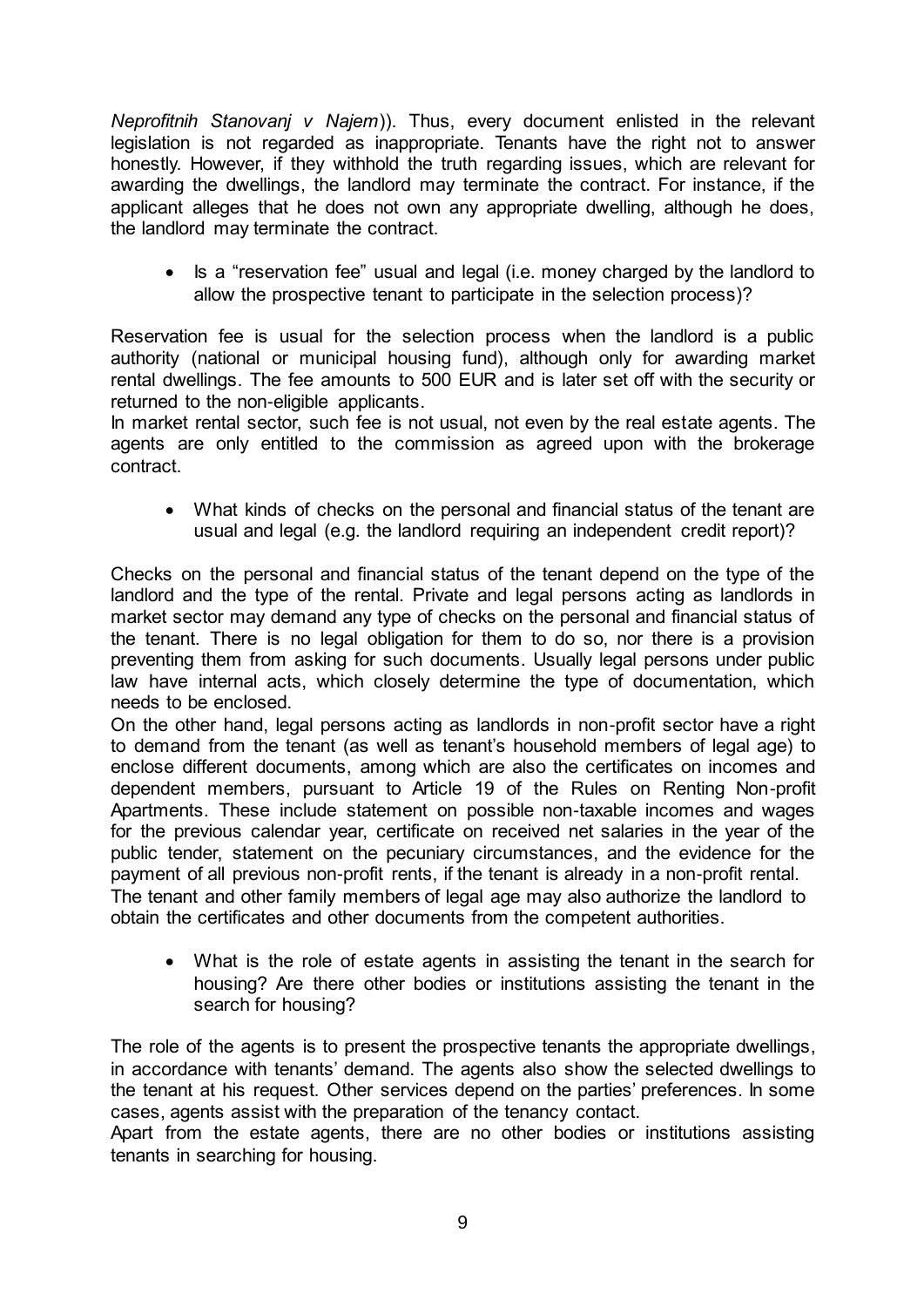*Neprofitnih Stanovanj v Najem*)). Thus, every document enlisted in the relevant legislation is not regarded as inappropriate. Tenants have the right not to answer honestly. However, if they withhold the truth regarding issues, which are relevant for awarding the dwellings, the landlord may terminate the contract. For instance, if the applicant alleges that he does not own any appropriate dwelling, although he does, the landlord may terminate the contract.

- Is a "reservation fee" usual and legal (i.e. money charged by the landlord to allow the prospective tenant to participate in the selection process)?

Reservation fee is usual for the selection process when the landlord is a public authority (national or municipal housing fund), although only for awarding market rental dwellings. The fee amounts to 500 EUR and is later set off with the security or returned to the non-eligible applicants.
In market rental sector, such fee is not usual, not even by the real estate agents. The agents are only entitled to the commission as agreed upon with the brokerage contract.

- What kinds of checks on the personal and financial status of the tenant are usual and legal (e.g. the landlord requiring an independent credit report)?

Checks on the personal and financial status of the tenant depend on the type of the landlord and the type of the rental. Private and legal persons acting as landlords in market sector may demand any type of checks on the personal and financial status of the tenant. There is no legal obligation for them to do so, nor there is a provision preventing them from asking for such documents. Usually legal persons under public law have internal acts, which closely determine the type of documentation, which needs to be enclosed.
On the other hand, legal persons acting as landlords in non-profit sector have a right to demand from the tenant (as well as tenant's household members of legal age) to enclose different documents, among which are also the certificates on incomes and dependent members, pursuant to Article 19 of the Rules on Renting Non-profit Apartments. These include statement on possible non-taxable incomes and wages for the previous calendar year, certificate on received net salaries in the year of the public tender, statement on the pecuniary circumstances, and the evidence for the payment of all previous non-profit rents, if the tenant is already in a non-profit rental.
The tenant and other family members of legal age may also authorize the landlord to obtain the certificates and other documents from the competent authorities.

- What is the role of estate agents in assisting the tenant in the search for housing? Are there other bodies or institutions assisting the tenant in the search for housing?

The role of the agents is to present the prospective tenants the appropriate dwellings, in accordance with tenants' demand. The agents also show the selected dwellings to the tenant at his request. Other services depend on the parties' preferences. In some cases, agents assist with the preparation of the tenancy contact.
Apart from the estate agents, there are no other bodies or institutions assisting tenants in searching for housing.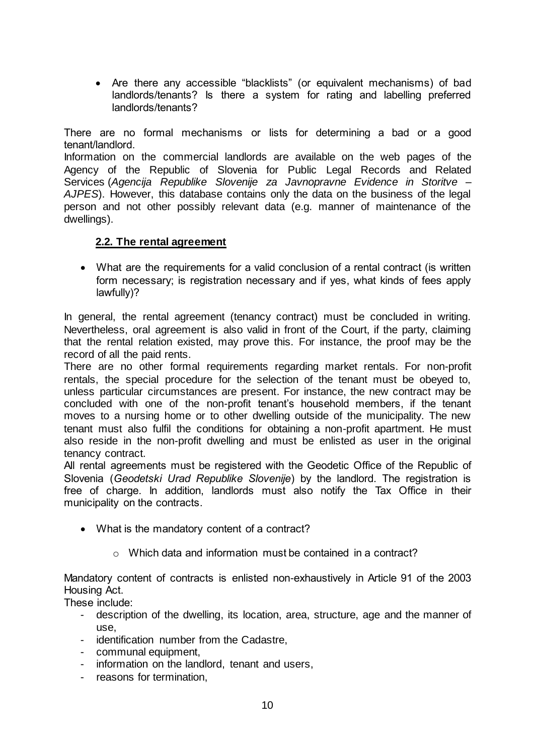- Are there any accessible “blacklists” (or equivalent mechanisms) of bad landlords/tenants? Is there a system for rating and labelling preferred landlords/tenants?

There are no formal mechanisms or lists for determining a bad or a good tenant/landlord.
Information on the commercial landlords are available on the web pages of the Agency of the Republic of Slovenia for Public Legal Records and Related Services (*Agencija Republike Slovenije za Javnopravne Evidence in Storitve – AJPES*). However, this database contains only the data on the business of the legal person and not other possibly relevant data (e.g. manner of maintenance of the dwellings).

## 2.2. The rental agreement

- What are the requirements for a valid conclusion of a rental contract (is written form necessary; is registration necessary and if yes, what kinds of fees apply lawfully)?

In general, the rental agreement (tenancy contract) must be concluded in writing. Nevertheless, oral agreement is also valid in front of the Court, if the party, claiming that the rental relation existed, may prove this. For instance, the proof may be the record of all the paid rents.
There are no other formal requirements regarding market rentals. For non-profit rentals, the special procedure for the selection of the tenant must be obeyed to, unless particular circumstances are present. For instance, the new contract may be concluded with one of the non-profit tenant’s household members, if the tenant moves to a nursing home or to other dwelling outside of the municipality. The new tenant must also fulfil the conditions for obtaining a non-profit apartment. He must also reside in the non-profit dwelling and must be enlisted as user in the original tenancy contract.
All rental agreements must be registered with the Geodetic Office of the Republic of Slovenia (*Geodetski Urad Republike Slovenije*) by the landlord. The registration is free of charge. In addition, landlords must also notify the Tax Office in their municipality on the contracts.

- What is the mandatory content of a contract?
  - Which data and information must be contained in a contract?

Mandatory content of contracts is enlisted non-exhaustively in Article 91 of the 2003 Housing Act.
These include:

- description of the dwelling, its location, area, structure, age and the manner of use,
- identification number from the Cadastre,
- communal equipment,
- information on the landlord, tenant and users,
- reasons for termination,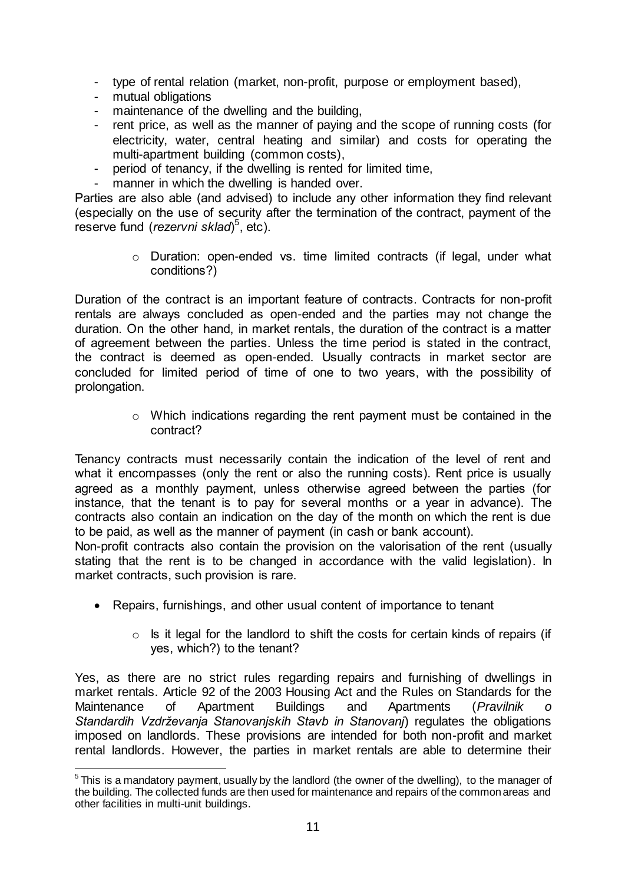- type of rental relation (market, non-profit, purpose or employment based),
- mutual obligations
- maintenance of the dwelling and the building,
- rent price, as well as the manner of paying and the scope of running costs (for electricity, water, central heating and similar) and costs for operating the multi-apartment building (common costs),
- period of tenancy, if the dwelling is rented for limited time,
- manner in which the dwelling is handed over.

Parties are also able (and advised) to include any other information they find relevant (especially on the use of security after the termination of the contract, payment of the reserve fund (*rezervni sklad*)[5], etc).

- Duration: open-ended vs. time limited contracts (if legal, under what conditions?)

Duration of the contract is an important feature of contracts. Contracts for non-profit rentals are always concluded as open-ended and the parties may not change the duration. On the other hand, in market rentals, the duration of the contract is a matter of agreement between the parties. Unless the time period is stated in the contract, the contract is deemed as open-ended. Usually contracts in market sector are concluded for limited period of time of one to two years, with the possibility of prolongation.

- Which indications regarding the rent payment must be contained in the contract?

Tenancy contracts must necessarily contain the indication of the level of rent and what it encompasses (only the rent or also the running costs). Rent price is usually agreed as a monthly payment, unless otherwise agreed between the parties (for instance, that the tenant is to pay for several months or a year in advance). The contracts also contain an indication on the day of the month on which the rent is due to be paid, as well as the manner of payment (in cash or bank account).

Non-profit contracts also contain the provision on the valorisation of the rent (usually stating that the rent is to be changed in accordance with the valid legislation). In market contracts, such provision is rare.

- Repairs, furnishings, and other usual content of importance to tenant
  - Is it legal for the landlord to shift the costs for certain kinds of repairs (if yes, which?) to the tenant?

Yes, as there are no strict rules regarding repairs and furnishing of dwellings in market rentals. Article 92 of the 2003 Housing Act and the Rules on Standards for the Maintenance of Apartment Buildings and Apartments (*Pravilnik o Standardih Vzdrževanja Stanovanjskih Stavb in Stanovanj*) regulates the obligations imposed on landlords. These provisions are intended for both non-profit and market rental landlords. However, the parties in market rentals are able to determine their

[5] This is a mandatory payment, usually by the landlord (the owner of the dwelling), to the manager of the building. The collected funds are then used for maintenance and repairs of the common areas and other facilities in multi-unit buildings.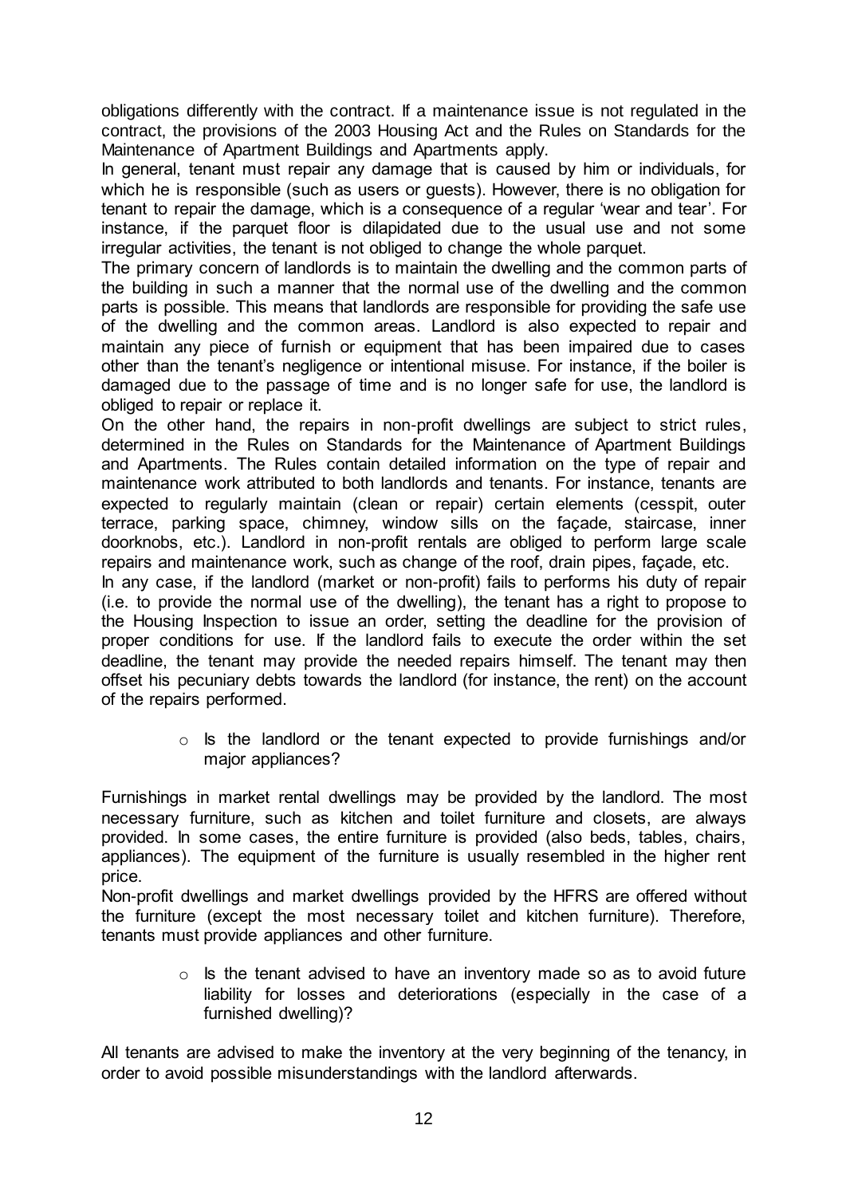obligations differently with the contract. If a maintenance issue is not regulated in the contract, the provisions of the 2003 Housing Act and the Rules on Standards for the Maintenance of Apartment Buildings and Apartments apply.

In general, tenant must repair any damage that is caused by him or individuals, for which he is responsible (such as users or guests). However, there is no obligation for tenant to repair the damage, which is a consequence of a regular 'wear and tear'. For instance, if the parquet floor is dilapidated due to the usual use and not some irregular activities, the tenant is not obliged to change the whole parquet.

The primary concern of landlords is to maintain the dwelling and the common parts of the building in such a manner that the normal use of the dwelling and the common parts is possible. This means that landlords are responsible for providing the safe use of the dwelling and the common areas. Landlord is also expected to repair and maintain any piece of furnish or equipment that has been impaired due to cases other than the tenant's negligence or intentional misuse. For instance, if the boiler is damaged due to the passage of time and is no longer safe for use, the landlord is obliged to repair or replace it.

On the other hand, the repairs in non-profit dwellings are subject to strict rules, determined in the Rules on Standards for the Maintenance of Apartment Buildings and Apartments. The Rules contain detailed information on the type of repair and maintenance work attributed to both landlords and tenants. For instance, tenants are expected to regularly maintain (clean or repair) certain elements (cesspit, outer terrace, parking space, chimney, window sills on the façade, staircase, inner doorknobs, etc.). Landlord in non-profit rentals are obliged to perform large scale repairs and maintenance work, such as change of the roof, drain pipes, façade, etc.

In any case, if the landlord (market or non-profit) fails to performs his duty of repair (i.e. to provide the normal use of the dwelling), the tenant has a right to propose to the Housing Inspection to issue an order, setting the deadline for the provision of proper conditions for use. If the landlord fails to execute the order within the set deadline, the tenant may provide the needed repairs himself. The tenant may then offset his pecuniary debts towards the landlord (for instance, the rent) on the account of the repairs performed.

- Is the landlord or the tenant expected to provide furnishings and/or major appliances?

Furnishings in market rental dwellings may be provided by the landlord. The most necessary furniture, such as kitchen and toilet furniture and closets, are always provided. In some cases, the entire furniture is provided (also beds, tables, chairs, appliances). The equipment of the furniture is usually resembled in the higher rent price.

Non-profit dwellings and market dwellings provided by the HFRS are offered without the furniture (except the most necessary toilet and kitchen furniture). Therefore, tenants must provide appliances and other furniture.

- Is the tenant advised to have an inventory made so as to avoid future liability for losses and deteriorations (especially in the case of a furnished dwelling)?

All tenants are advised to make the inventory at the very beginning of the tenancy, in order to avoid possible misunderstandings with the landlord afterwards.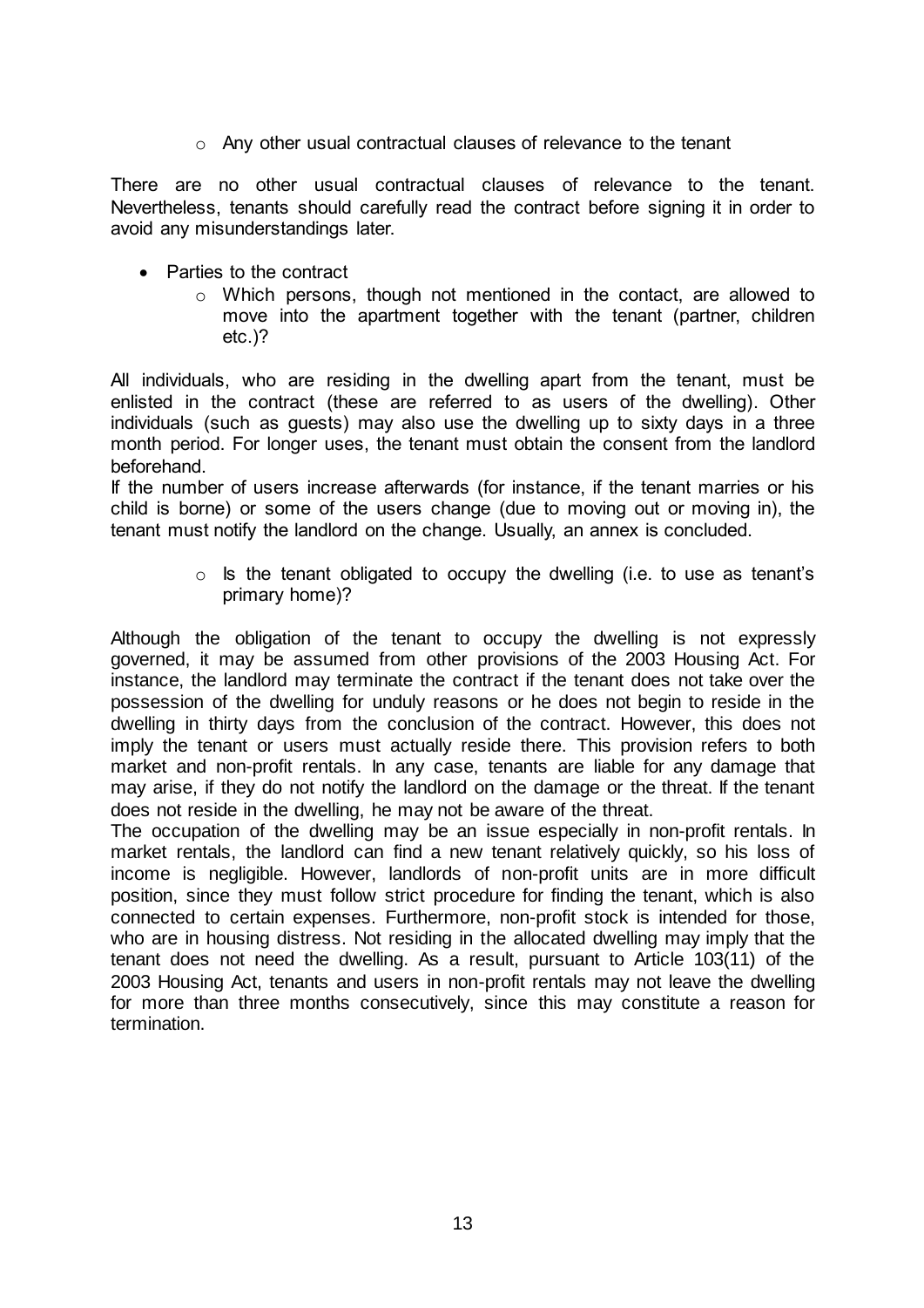- Any other usual contractual clauses of relevance to the tenant

There are no other usual contractual clauses of relevance to the tenant. Nevertheless, tenants should carefully read the contract before signing it in order to avoid any misunderstandings later.

- Parties to the contract
  - Which persons, though not mentioned in the contact, are allowed to move into the apartment together with the tenant (partner, children etc.)?

All individuals, who are residing in the dwelling apart from the tenant, must be enlisted in the contract (these are referred to as users of the dwelling). Other individuals (such as guests) may also use the dwelling up to sixty days in a three month period. For longer uses, the tenant must obtain the consent from the landlord beforehand.
If the number of users increase afterwards (for instance, if the tenant marries or his child is borne) or some of the users change (due to moving out or moving in), the tenant must notify the landlord on the change. Usually, an annex is concluded.

- Is the tenant obligated to occupy the dwelling (i.e. to use as tenant's primary home)?

Although the obligation of the tenant to occupy the dwelling is not expressly governed, it may be assumed from other provisions of the 2003 Housing Act. For instance, the landlord may terminate the contract if the tenant does not take over the possession of the dwelling for unduly reasons or he does not begin to reside in the dwelling in thirty days from the conclusion of the contract. However, this does not imply the tenant or users must actually reside there. This provision refers to both market and non-profit rentals. In any case, tenants are liable for any damage that may arise, if they do not notify the landlord on the damage or the threat. If the tenant does not reside in the dwelling, he may not be aware of the threat.
The occupation of the dwelling may be an issue especially in non-profit rentals. In market rentals, the landlord can find a new tenant relatively quickly, so his loss of income is negligible. However, landlords of non-profit units are in more difficult position, since they must follow strict procedure for finding the tenant, which is also connected to certain expenses. Furthermore, non-profit stock is intended for those, who are in housing distress. Not residing in the allocated dwelling may imply that the tenant does not need the dwelling. As a result, pursuant to Article 103(11) of the 2003 Housing Act, tenants and users in non-profit rentals may not leave the dwelling for more than three months consecutively, since this may constitute a reason for termination.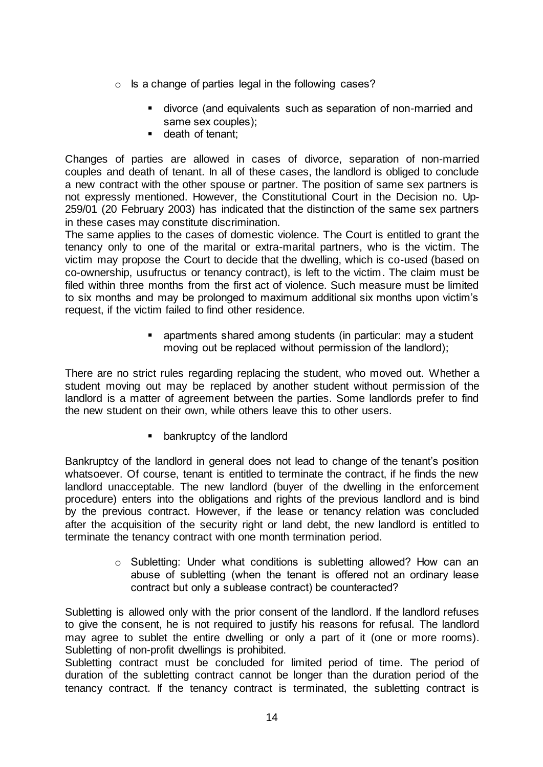- Is a change of parties legal in the following cases?
  - divorce (and equivalents such as separation of non-married and same sex couples);
  - death of tenant;

Changes of parties are allowed in cases of divorce, separation of non-married couples and death of tenant. In all of these cases, the landlord is obliged to conclude a new contract with the other spouse or partner. The position of same sex partners is not expressly mentioned. However, the Constitutional Court in the Decision no. Up-259/01 (20 February 2003) has indicated that the distinction of the same sex partners in these cases may constitute discrimination.
The same applies to the cases of domestic violence. The Court is entitled to grant the tenancy only to one of the marital or extra-marital partners, who is the victim. The victim may propose the Court to decide that the dwelling, which is co-used (based on co-ownership, usufructus or tenancy contract), is left to the victim. The claim must be filed within three months from the first act of violence. Such measure must be limited to six months and may be prolonged to maximum additional six months upon victim's request, if the victim failed to find other residence.

  - apartments shared among students (in particular: may a student moving out be replaced without permission of the landlord);

There are no strict rules regarding replacing the student, who moved out. Whether a student moving out may be replaced by another student without permission of the landlord is a matter of agreement between the parties. Some landlords prefer to find the new student on their own, while others leave this to other users.

  - bankruptcy of the landlord

Bankruptcy of the landlord in general does not lead to change of the tenant's position whatsoever. Of course, tenant is entitled to terminate the contract, if he finds the new landlord unacceptable. The new landlord (buyer of the dwelling in the enforcement procedure) enters into the obligations and rights of the previous landlord and is bind by the previous contract. However, if the lease or tenancy relation was concluded after the acquisition of the security right or land debt, the new landlord is entitled to terminate the tenancy contract with one month termination period.

- Subletting: Under what conditions is subletting allowed? How can an abuse of subletting (when the tenant is offered not an ordinary lease contract but only a sublease contract) be counteracted?

Subletting is allowed only with the prior consent of the landlord. If the landlord refuses to give the consent, he is not required to justify his reasons for refusal. The landlord may agree to sublet the entire dwelling or only a part of it (one or more rooms). Subletting of non-profit dwellings is prohibited.
Subletting contract must be concluded for limited period of time. The period of duration of the subletting contract cannot be longer than the duration period of the tenancy contract. If the tenancy contract is terminated, the subletting contract is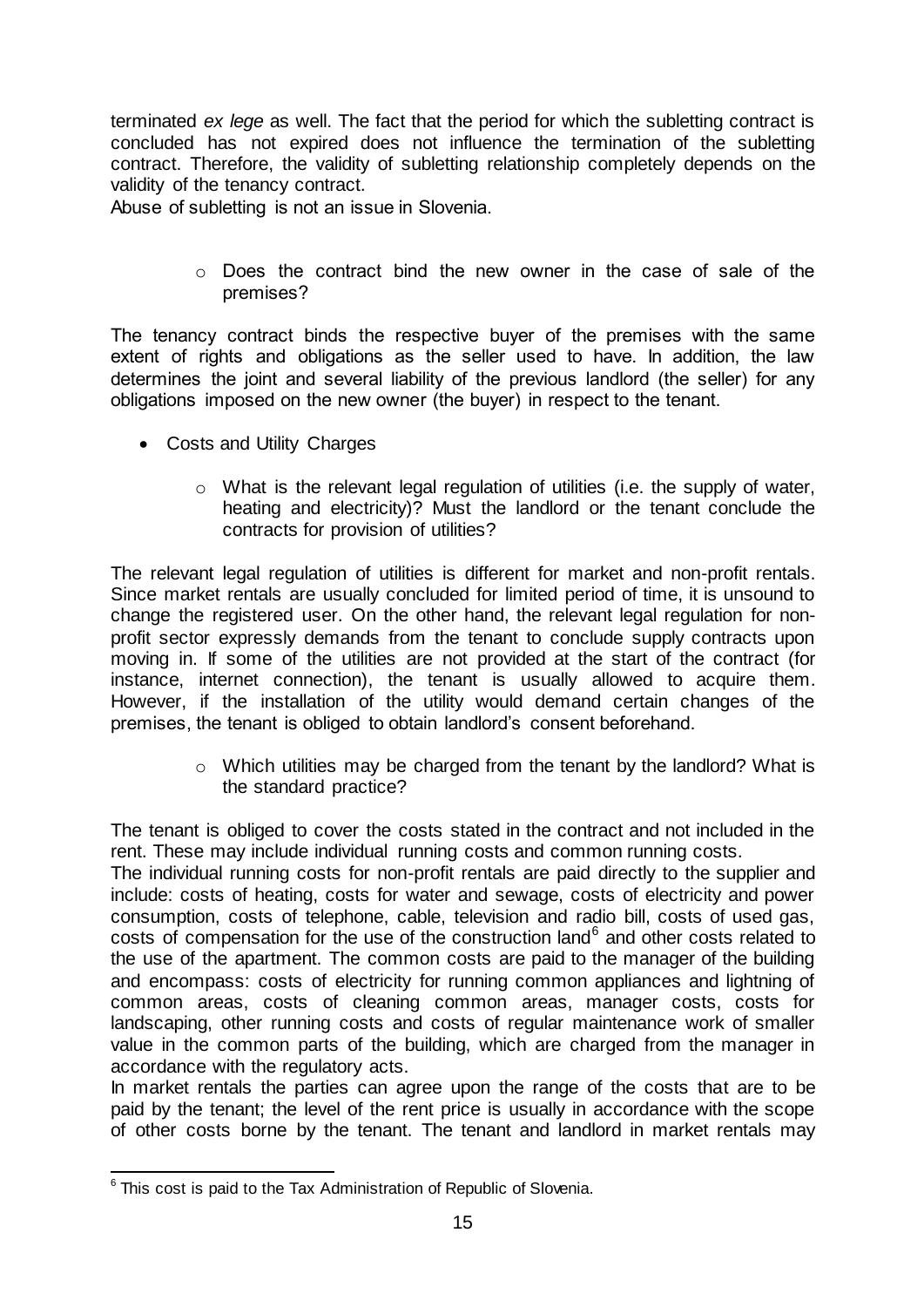terminated *ex lege* as well. The fact that the period for which the subletting contract is concluded has not expired does not influence the termination of the subletting contract. Therefore, the validity of subletting relationship completely depends on the validity of the tenancy contract.
Abuse of subletting is not an issue in Slovenia.

  - Does the contract bind the new owner in the case of sale of the premises?

The tenancy contract binds the respective buyer of the premises with the same extent of rights and obligations as the seller used to have. In addition, the law determines the joint and several liability of the previous landlord (the seller) for any obligations imposed on the new owner (the buyer) in respect to the tenant.

- Costs and Utility Charges
  - What is the relevant legal regulation of utilities (i.e. the supply of water, heating and electricity)? Must the landlord or the tenant conclude the contracts for provision of utilities?

The relevant legal regulation of utilities is different for market and non-profit rentals. Since market rentals are usually concluded for limited period of time, it is unsound to change the registered user. On the other hand, the relevant legal regulation for non-profit sector expressly demands from the tenant to conclude supply contracts upon moving in. If some of the utilities are not provided at the start of the contract (for instance, internet connection), the tenant is usually allowed to acquire them. However, if the installation of the utility would demand certain changes of the premises, the tenant is obliged to obtain landlord's consent beforehand.

  - Which utilities may be charged from the tenant by the landlord? What is the standard practice?

The tenant is obliged to cover the costs stated in the contract and not included in the rent. These may include individual running costs and common running costs.
The individual running costs for non-profit rentals are paid directly to the supplier and include: costs of heating, costs for water and sewage, costs of electricity and power consumption, costs of telephone, cable, television and radio bill, costs of used gas, costs of compensation for the use of the construction land[6] and other costs related to the use of the apartment. The common costs are paid to the manager of the building and encompass: costs of electricity for running common appliances and lightning of common areas, costs of cleaning common areas, manager costs, costs for landscaping, other running costs and costs of regular maintenance work of smaller value in the common parts of the building, which are charged from the manager in accordance with the regulatory acts.
In market rentals the parties can agree upon the range of the costs that are to be paid by the tenant; the level of the rent price is usually in accordance with the scope of other costs borne by the tenant. The tenant and landlord in market rentals may

[6] This cost is paid to the Tax Administration of Republic of Slovenia.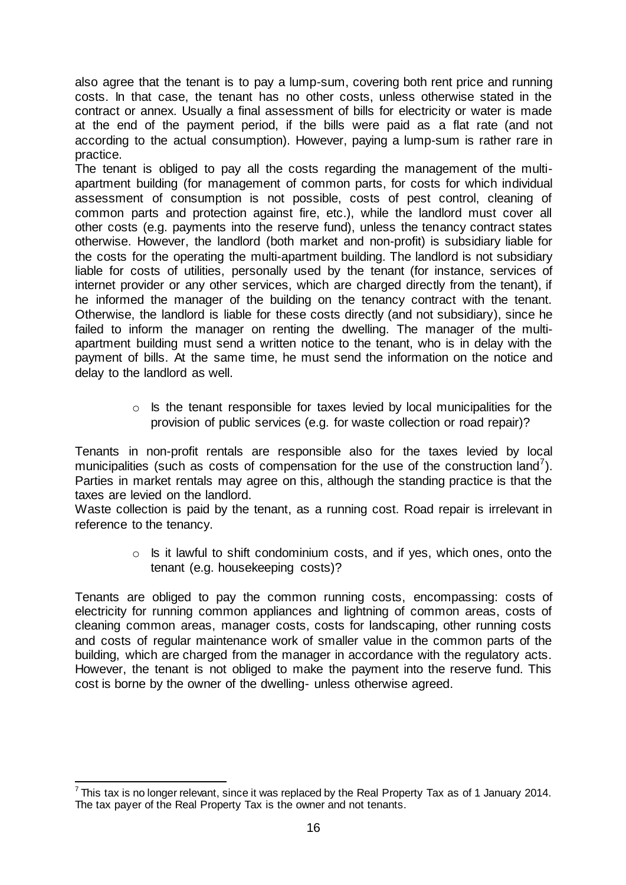also agree that the tenant is to pay a lump-sum, covering both rent price and running costs. In that case, the tenant has no other costs, unless otherwise stated in the contract or annex. Usually a final assessment of bills for electricity or water is made at the end of the payment period, if the bills were paid as a flat rate (and not according to the actual consumption). However, paying a lump-sum is rather rare in practice.

The tenant is obliged to pay all the costs regarding the management of the multi-apartment building (for management of common parts, for costs for which individual assessment of consumption is not possible, costs of pest control, cleaning of common parts and protection against fire, etc.), while the landlord must cover all other costs (e.g. payments into the reserve fund), unless the tenancy contract states otherwise. However, the landlord (both market and non-profit) is subsidiary liable for the costs for the operating the multi-apartment building. The landlord is not subsidiary liable for costs of utilities, personally used by the tenant (for instance, services of internet provider or any other services, which are charged directly from the tenant), if he informed the manager of the building on the tenancy contract with the tenant. Otherwise, the landlord is liable for these costs directly (and not subsidiary), since he failed to inform the manager on renting the dwelling. The manager of the multi-apartment building must send a written notice to the tenant, who is in delay with the payment of bills. At the same time, he must send the information on the notice and delay to the landlord as well.

- Is the tenant responsible for taxes levied by local municipalities for the provision of public services (e.g. for waste collection or road repair)?

Tenants in non-profit rentals are responsible also for the taxes levied by local municipalities (such as costs of compensation for the use of the construction land[7]). Parties in market rentals may agree on this, although the standing practice is that the taxes are levied on the landlord.

Waste collection is paid by the tenant, as a running cost. Road repair is irrelevant in reference to the tenancy.

- Is it lawful to shift condominium costs, and if yes, which ones, onto the tenant (e.g. housekeeping costs)?

Tenants are obliged to pay the common running costs, encompassing: costs of electricity for running common appliances and lightning of common areas, costs of cleaning common areas, manager costs, costs for landscaping, other running costs and costs of regular maintenance work of smaller value in the common parts of the building, which are charged from the manager in accordance with the regulatory acts. However, the tenant is not obliged to make the payment into the reserve fund. This cost is borne by the owner of the dwelling- unless otherwise agreed.

[7] This tax is no longer relevant, since it was replaced by the Real Property Tax as of 1 January 2014. The tax payer of the Real Property Tax is the owner and not tenants.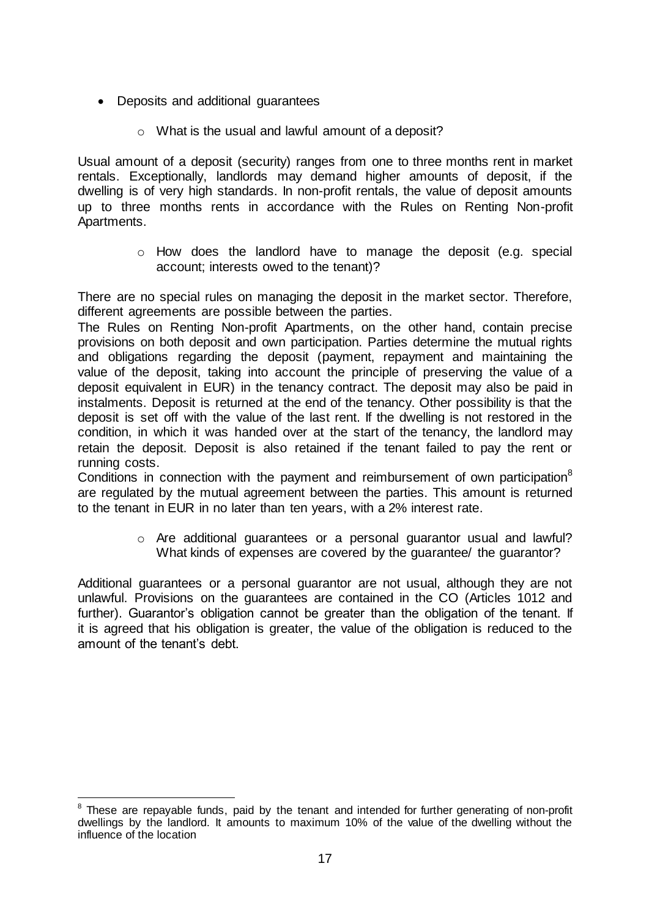- Deposits and additional guarantees
  - What is the usual and lawful amount of a deposit?

Usual amount of a deposit (security) ranges from one to three months rent in market rentals. Exceptionally, landlords may demand higher amounts of deposit, if the dwelling is of very high standards. In non-profit rentals, the value of deposit amounts up to three months rents in accordance with the Rules on Renting Non-profit Apartments.

  - How does the landlord have to manage the deposit (e.g. special account; interests owed to the tenant)?

There are no special rules on managing the deposit in the market sector. Therefore, different agreements are possible between the parties.

The Rules on Renting Non-profit Apartments, on the other hand, contain precise provisions on both deposit and own participation. Parties determine the mutual rights and obligations regarding the deposit (payment, repayment and maintaining the value of the deposit, taking into account the principle of preserving the value of a deposit equivalent in EUR) in the tenancy contract. The deposit may also be paid in instalments. Deposit is returned at the end of the tenancy. Other possibility is that the deposit is set off with the value of the last rent. If the dwelling is not restored in the condition, in which it was handed over at the start of the tenancy, the landlord may retain the deposit. Deposit is also retained if the tenant failed to pay the rent or running costs.

Conditions in connection with the payment and reimbursement of own participation[8] are regulated by the mutual agreement between the parties. This amount is returned to the tenant in EUR in no later than ten years, with a 2% interest rate.

  - Are additional guarantees or a personal guarantor usual and lawful? What kinds of expenses are covered by the guarantee/ the guarantor?

Additional guarantees or a personal guarantor are not usual, although they are not unlawful. Provisions on the guarantees are contained in the CO (Articles 1012 and further). Guarantor's obligation cannot be greater than the obligation of the tenant. If it is agreed that his obligation is greater, the value of the obligation is reduced to the amount of the tenant's debt.

[8] These are repayable funds, paid by the tenant and intended for further generating of non-profit dwellings by the landlord. It amounts to maximum 10% of the value of the dwelling without the influence of the location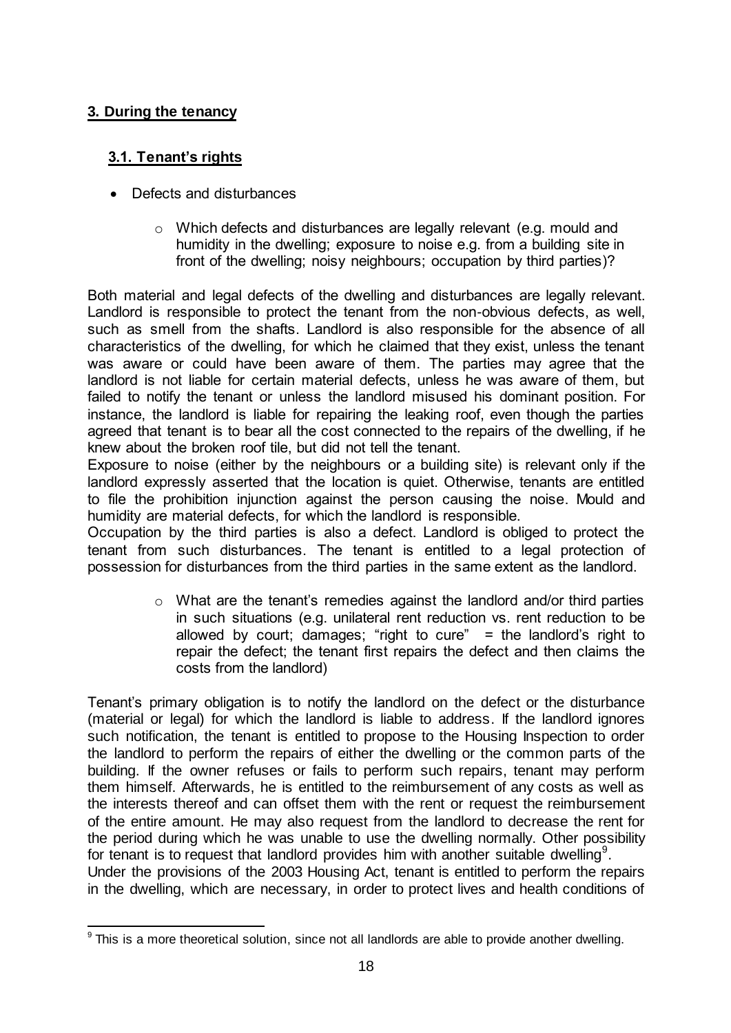## 3. During the tenancy

### 3.1. Tenant's rights

- Defects and disturbances
  - Which defects and disturbances are legally relevant (e.g. mould and humidity in the dwelling; exposure to noise e.g. from a building site in front of the dwelling; noisy neighbours; occupation by third parties)?

Both material and legal defects of the dwelling and disturbances are legally relevant. Landlord is responsible to protect the tenant from the non-obvious defects, as well, such as smell from the shafts. Landlord is also responsible for the absence of all characteristics of the dwelling, for which he claimed that they exist, unless the tenant was aware or could have been aware of them. The parties may agree that the landlord is not liable for certain material defects, unless he was aware of them, but failed to notify the tenant or unless the landlord misused his dominant position. For instance, the landlord is liable for repairing the leaking roof, even though the parties agreed that tenant is to bear all the cost connected to the repairs of the dwelling, if he knew about the broken roof tile, but did not tell the tenant.

Exposure to noise (either by the neighbours or a building site) is relevant only if the landlord expressly asserted that the location is quiet. Otherwise, tenants are entitled to file the prohibition injunction against the person causing the noise. Mould and humidity are material defects, for which the landlord is responsible.

Occupation by the third parties is also a defect. Landlord is obliged to protect the tenant from such disturbances. The tenant is entitled to a legal protection of possession for disturbances from the third parties in the same extent as the landlord.

  - What are the tenant's remedies against the landlord and/or third parties in such situations (e.g. unilateral rent reduction vs. rent reduction to be allowed by court; damages; "right to cure" = the landlord's right to repair the defect; the tenant first repairs the defect and then claims the costs from the landlord)

Tenant's primary obligation is to notify the landlord on the defect or the disturbance (material or legal) for which the landlord is liable to address. If the landlord ignores such notification, the tenant is entitled to propose to the Housing Inspection to order the landlord to perform the repairs of either the dwelling or the common parts of the building. If the owner refuses or fails to perform such repairs, tenant may perform them himself. Afterwards, he is entitled to the reimbursement of any costs as well as the interests thereof and can offset them with the rent or request the reimbursement of the entire amount. He may also request from the landlord to decrease the rent for the period during which he was unable to use the dwelling normally. Other possibility for tenant is to request that landlord provides him with another suitable dwelling[9].

Under the provisions of the 2003 Housing Act, tenant is entitled to perform the repairs in the dwelling, which are necessary, in order to protect lives and health conditions of

[9] This is a more theoretical solution, since not all landlords are able to provide another dwelling.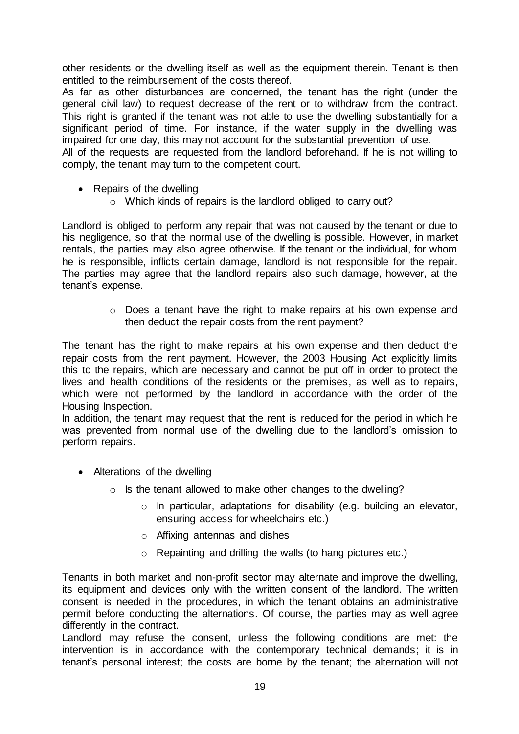other residents or the dwelling itself as well as the equipment therein. Tenant is then entitled to the reimbursement of the costs thereof.

As far as other disturbances are concerned, the tenant has the right (under the general civil law) to request decrease of the rent or to withdraw from the contract. This right is granted if the tenant was not able to use the dwelling substantially for a significant period of time. For instance, if the water supply in the dwelling was impaired for one day, this may not account for the substantial prevention of use.

All of the requests are requested from the landlord beforehand. If he is not willing to comply, the tenant may turn to the competent court.

- Repairs of the dwelling
  - Which kinds of repairs is the landlord obliged to carry out?

Landlord is obliged to perform any repair that was not caused by the tenant or due to his negligence, so that the normal use of the dwelling is possible. However, in market rentals, the parties may also agree otherwise. If the tenant or the individual, for whom he is responsible, inflicts certain damage, landlord is not responsible for the repair. The parties may agree that the landlord repairs also such damage, however, at the tenant's expense.

- 
  - Does a tenant have the right to make repairs at his own expense and then deduct the repair costs from the rent payment?

The tenant has the right to make repairs at his own expense and then deduct the repair costs from the rent payment. However, the 2003 Housing Act explicitly limits this to the repairs, which are necessary and cannot be put off in order to protect the lives and health conditions of the residents or the premises, as well as to repairs, which were not performed by the landlord in accordance with the order of the Housing Inspection.

In addition, the tenant may request that the rent is reduced for the period in which he was prevented from normal use of the dwelling due to the landlord's omission to perform repairs.

- Alterations of the dwelling
  - Is the tenant allowed to make other changes to the dwelling?
    - In particular, adaptations for disability (e.g. building an elevator, ensuring access for wheelchairs etc.)
    - Affixing antennas and dishes
    - Repainting and drilling the walls (to hang pictures etc.)

Tenants in both market and non-profit sector may alternate and improve the dwelling, its equipment and devices only with the written consent of the landlord. The written consent is needed in the procedures, in which the tenant obtains an administrative permit before conducting the alternations. Of course, the parties may as well agree differently in the contract.

Landlord may refuse the consent, unless the following conditions are met: the intervention is in accordance with the contemporary technical demands; it is in tenant's personal interest; the costs are borne by the tenant; the alternation will not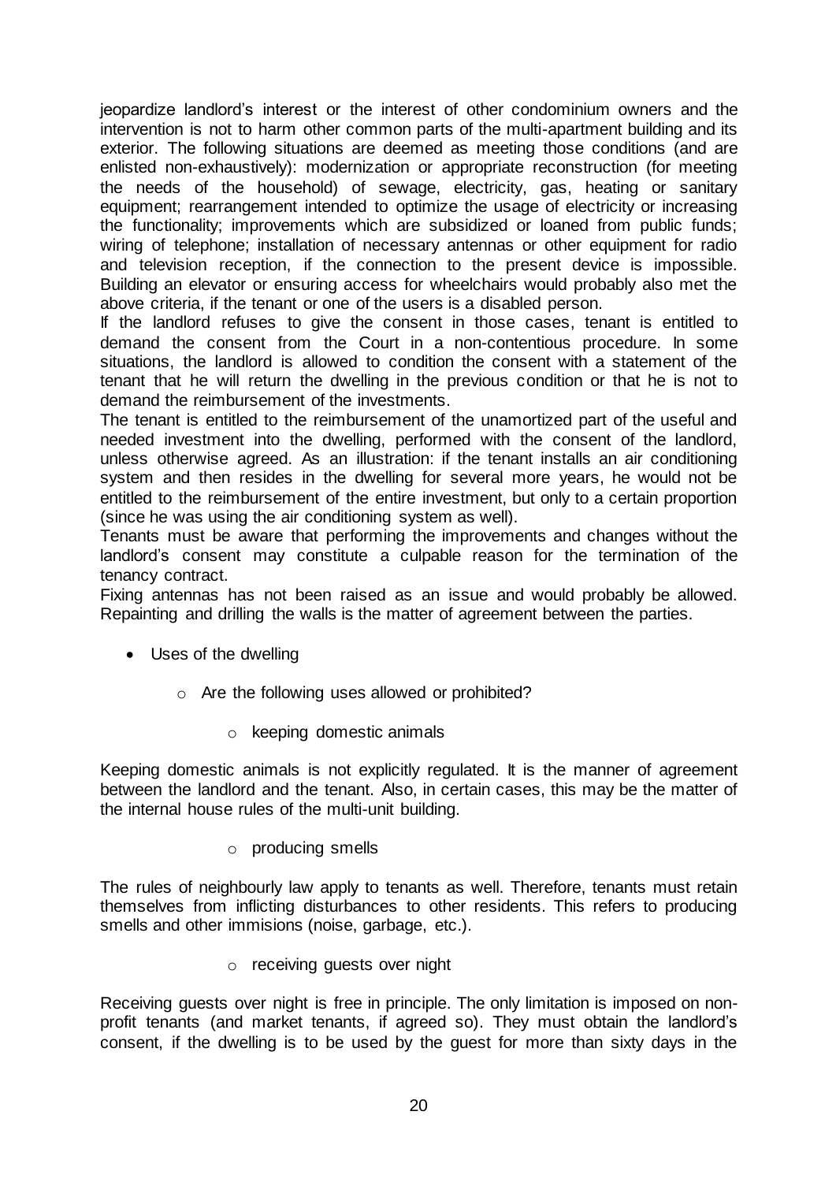jeopardize landlord's interest or the interest of other condominium owners and the intervention is not to harm other common parts of the multi-apartment building and its exterior. The following situations are deemed as meeting those conditions (and are enlisted non-exhaustively): modernization or appropriate reconstruction (for meeting the needs of the household) of sewage, electricity, gas, heating or sanitary equipment; rearrangement intended to optimize the usage of electricity or increasing the functionality; improvements which are subsidized or loaned from public funds; wiring of telephone; installation of necessary antennas or other equipment for radio and television reception, if the connection to the present device is impossible. Building an elevator or ensuring access for wheelchairs would probably also met the above criteria, if the tenant or one of the users is a disabled person.

If the landlord refuses to give the consent in those cases, tenant is entitled to demand the consent from the Court in a non-contentious procedure. In some situations, the landlord is allowed to condition the consent with a statement of the tenant that he will return the dwelling in the previous condition or that he is not to demand the reimbursement of the investments.

The tenant is entitled to the reimbursement of the unamortized part of the useful and needed investment into the dwelling, performed with the consent of the landlord, unless otherwise agreed. As an illustration: if the tenant installs an air conditioning system and then resides in the dwelling for several more years, he would not be entitled to the reimbursement of the entire investment, but only to a certain proportion (since he was using the air conditioning system as well).

Tenants must be aware that performing the improvements and changes without the landlord's consent may constitute a culpable reason for the termination of the tenancy contract.

Fixing antennas has not been raised as an issue and would probably be allowed. Repainting and drilling the walls is the matter of agreement between the parties.

- Uses of the dwelling
    - Are the following uses allowed or prohibited?
        - keeping domestic animals

Keeping domestic animals is not explicitly regulated. It is the manner of agreement between the landlord and the tenant. Also, in certain cases, this may be the matter of the internal house rules of the multi-unit building.

- producing smells

The rules of neighbourly law apply to tenants as well. Therefore, tenants must retain themselves from inflicting disturbances to other residents. This refers to producing smells and other immisions (noise, garbage, etc.).

- receiving guests over night

Receiving guests over night is free in principle. The only limitation is imposed on non-profit tenants (and market tenants, if agreed so). They must obtain the landlord's consent, if the dwelling is to be used by the guest for more than sixty days in the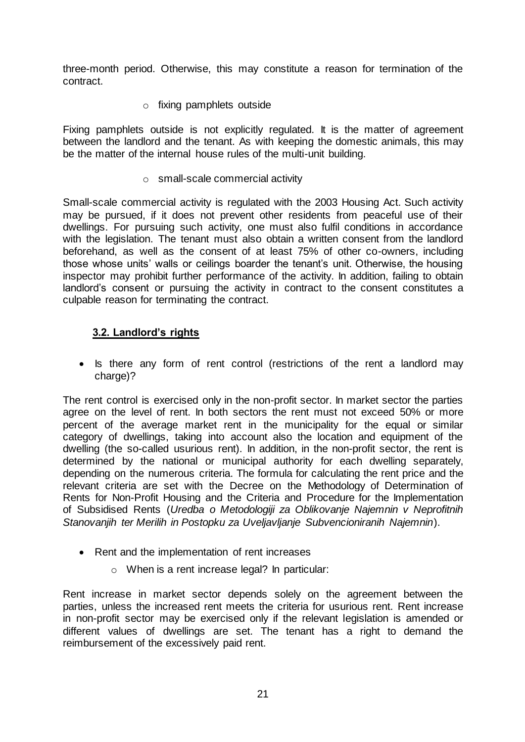three-month period. Otherwise, this may constitute a reason for termination of the contract.

- fixing pamphlets outside

Fixing pamphlets outside is not explicitly regulated. It is the matter of agreement between the landlord and the tenant. As with keeping the domestic animals, this may be the matter of the internal house rules of the multi-unit building.

- small-scale commercial activity

Small-scale commercial activity is regulated with the 2003 Housing Act. Such activity may be pursued, if it does not prevent other residents from peaceful use of their dwellings. For pursuing such activity, one must also fulfil conditions in accordance with the legislation. The tenant must also obtain a written consent from the landlord beforehand, as well as the consent of at least 75% of other co-owners, including those whose units' walls or ceilings boarder the tenant's unit. Otherwise, the housing inspector may prohibit further performance of the activity. In addition, failing to obtain landlord's consent or pursuing the activity in contract to the consent constitutes a culpable reason for terminating the contract.

## 3.2. Landlord's rights

- Is there any form of rent control (restrictions of the rent a landlord may charge)?

The rent control is exercised only in the non-profit sector. In market sector the parties agree on the level of rent. In both sectors the rent must not exceed 50% or more percent of the average market rent in the municipality for the equal or similar category of dwellings, taking into account also the location and equipment of the dwelling (the so-called usurious rent). In addition, in the non-profit sector, the rent is determined by the national or municipal authority for each dwelling separately, depending on the numerous criteria. The formula for calculating the rent price and the relevant criteria are set with the Decree on the Methodology of Determination of Rents for Non-Profit Housing and the Criteria and Procedure for the Implementation of Subsidised Rents (*Uredba o Metodologiji za Oblikovanje Najemnin v Neprofitnih Stanovanjih ter Merilih in Postopku za Uveljavljanje Subvencioniranih Najemnin*).

- Rent and the implementation of rent increases
  - When is a rent increase legal? In particular:

Rent increase in market sector depends solely on the agreement between the parties, unless the increased rent meets the criteria for usurious rent. Rent increase in non-profit sector may be exercised only if the relevant legislation is amended or different values of dwellings are set. The tenant has a right to demand the reimbursement of the excessively paid rent.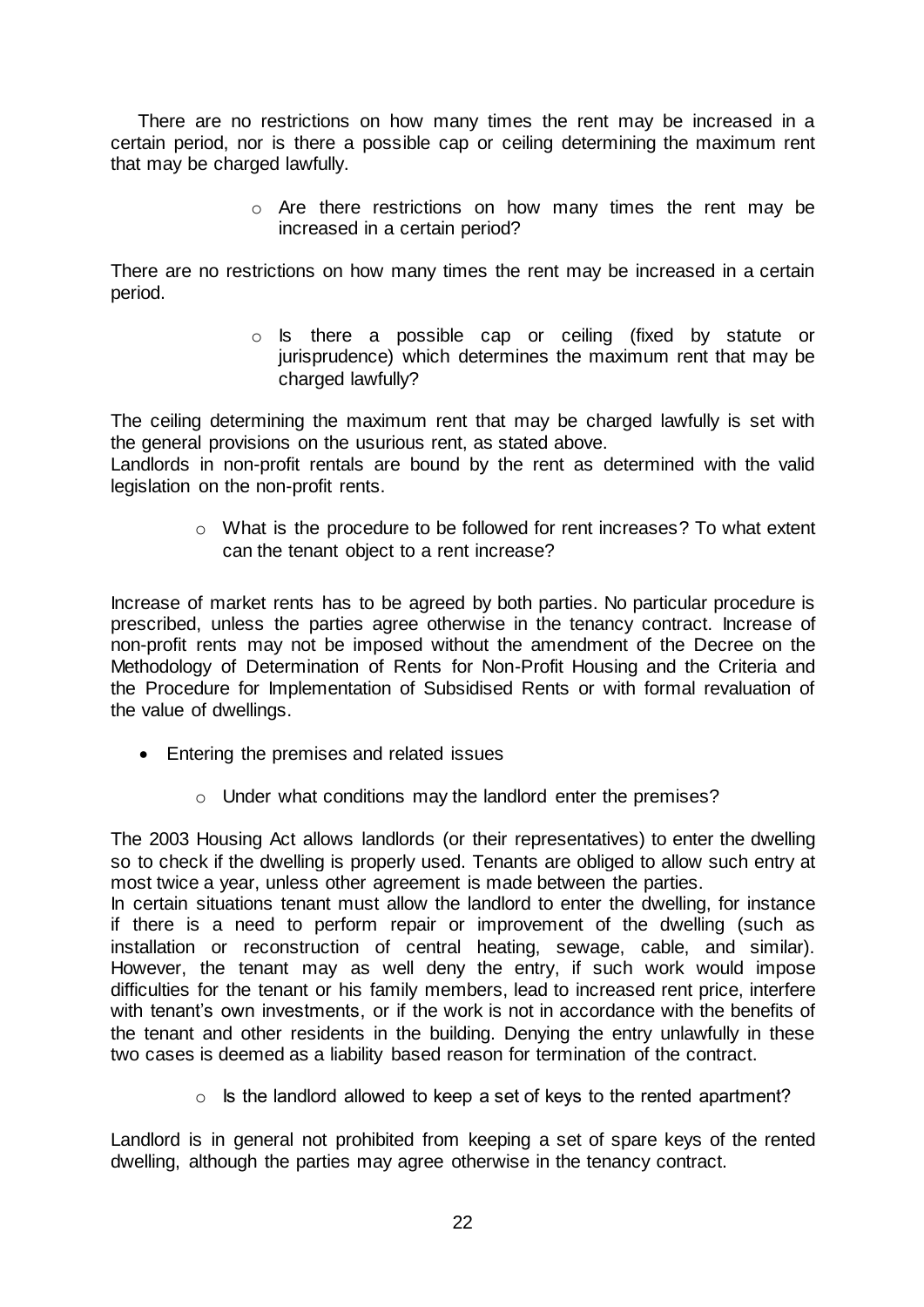There are no restrictions on how many times the rent may be increased in a certain period, nor is there a possible cap or ceiling determining the maximum rent that may be charged lawfully.

- Are there restrictions on how many times the rent may be increased in a certain period?

There are no restrictions on how many times the rent may be increased in a certain period.

- Is there a possible cap or ceiling (fixed by statute or jurisprudence) which determines the maximum rent that may be charged lawfully?

The ceiling determining the maximum rent that may be charged lawfully is set with the general provisions on the usurious rent, as stated above.
Landlords in non-profit rentals are bound by the rent as determined with the valid legislation on the non-profit rents.

- What is the procedure to be followed for rent increases? To what extent can the tenant object to a rent increase?

Increase of market rents has to be agreed by both parties. No particular procedure is prescribed, unless the parties agree otherwise in the tenancy contract. Increase of non-profit rents may not be imposed without the amendment of the Decree on the Methodology of Determination of Rents for Non-Profit Housing and the Criteria and the Procedure for Implementation of Subsidised Rents or with formal revaluation of the value of dwellings.

- Entering the premises and related issues
    - Under what conditions may the landlord enter the premises?

The 2003 Housing Act allows landlords (or their representatives) to enter the dwelling so to check if the dwelling is properly used. Tenants are obliged to allow such entry at most twice a year, unless other agreement is made between the parties.
In certain situations tenant must allow the landlord to enter the dwelling, for instance if there is a need to perform repair or improvement of the dwelling (such as installation or reconstruction of central heating, sewage, cable, and similar). However, the tenant may as well deny the entry, if such work would impose difficulties for the tenant or his family members, lead to increased rent price, interfere with tenant's own investments, or if the work is not in accordance with the benefits of the tenant and other residents in the building. Denying the entry unlawfully in these two cases is deemed as a liability based reason for termination of the contract.

- Is the landlord allowed to keep a set of keys to the rented apartment?

Landlord is in general not prohibited from keeping a set of spare keys of the rented dwelling, although the parties may agree otherwise in the tenancy contract.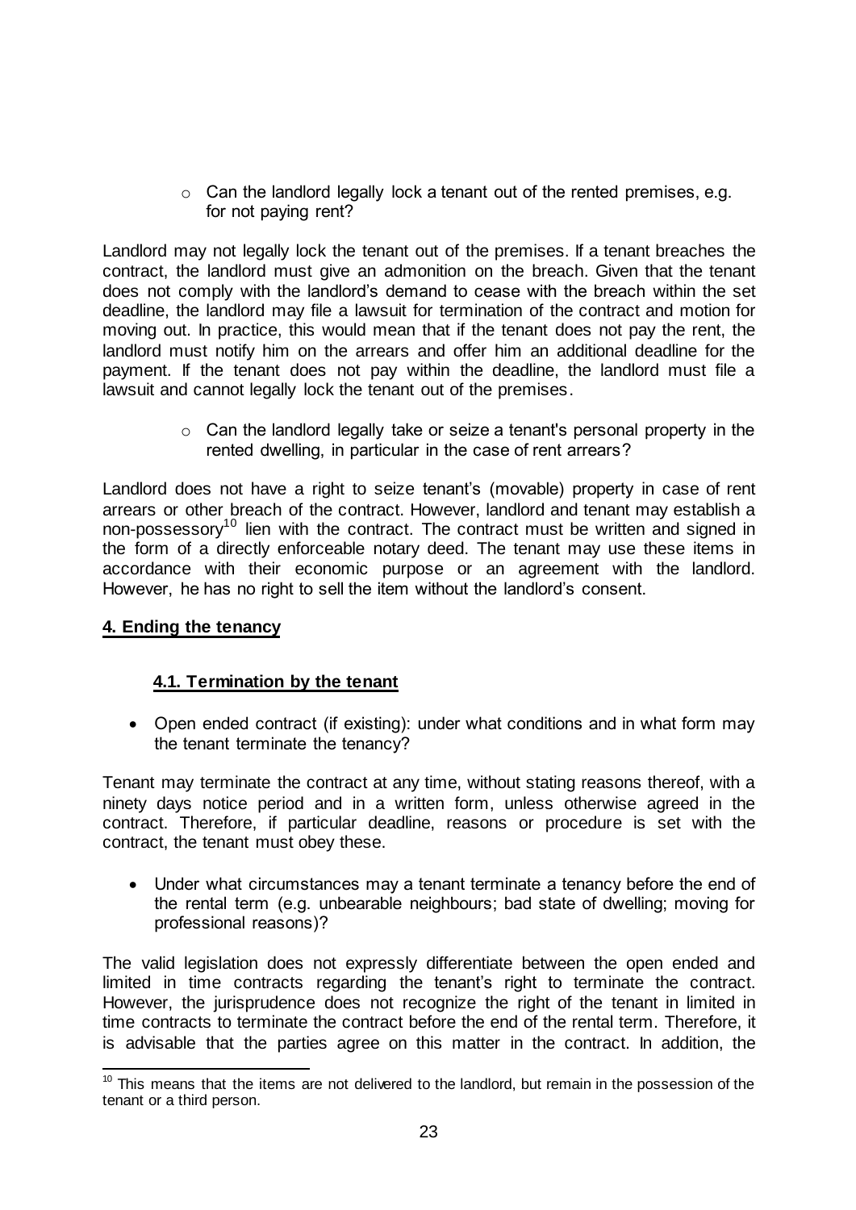- Can the landlord legally lock a tenant out of the rented premises, e.g. for not paying rent?

Landlord may not legally lock the tenant out of the premises. If a tenant breaches the contract, the landlord must give an admonition on the breach. Given that the tenant does not comply with the landlord's demand to cease with the breach within the set deadline, the landlord may file a lawsuit for termination of the contract and motion for moving out. In practice, this would mean that if the tenant does not pay the rent, the landlord must notify him on the arrears and offer him an additional deadline for the payment. If the tenant does not pay within the deadline, the landlord must file a lawsuit and cannot legally lock the tenant out of the premises.

- Can the landlord legally take or seize a tenant's personal property in the rented dwelling, in particular in the case of rent arrears?

Landlord does not have a right to seize tenant's (movable) property in case of rent arrears or other breach of the contract. However, landlord and tenant may establish a non-possessory[10] lien with the contract. The contract must be written and signed in the form of a directly enforceable notary deed. The tenant may use these items in accordance with their economic purpose or an agreement with the landlord. However, he has no right to sell the item without the landlord's consent.

## 4. Ending the tenancy

### 4.1. Termination by the tenant

- Open ended contract (if existing): under what conditions and in what form may the tenant terminate the tenancy?

Tenant may terminate the contract at any time, without stating reasons thereof, with a ninety days notice period and in a written form, unless otherwise agreed in the contract. Therefore, if particular deadline, reasons or procedure is set with the contract, the tenant must obey these.

- Under what circumstances may a tenant terminate a tenancy before the end of the rental term (e.g. unbearable neighbours; bad state of dwelling; moving for professional reasons)?

The valid legislation does not expressly differentiate between the open ended and limited in time contracts regarding the tenant's right to terminate the contract. However, the jurisprudence does not recognize the right of the tenant in limited in time contracts to terminate the contract before the end of the rental term. Therefore, it is advisable that the parties agree on this matter in the contract. In addition, the

[10] This means that the items are not delivered to the landlord, but remain in the possession of the tenant or a third person.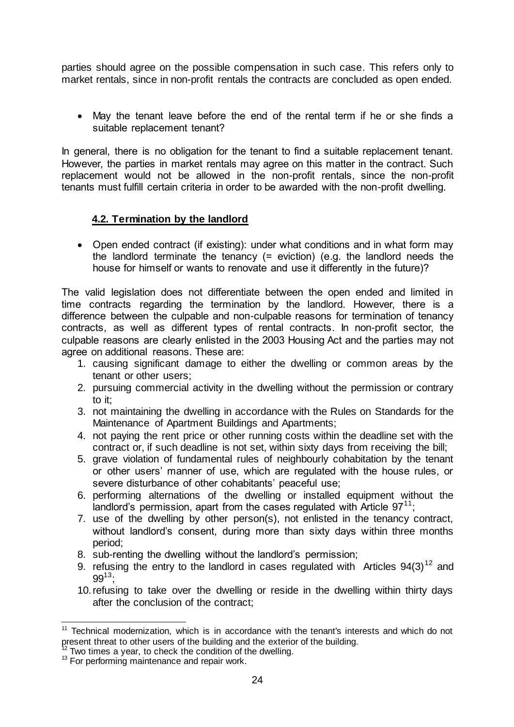parties should agree on the possible compensation in such case. This refers only to market rentals, since in non-profit rentals the contracts are concluded as open ended.

- May the tenant leave before the end of the rental term if he or she finds a suitable replacement tenant?

In general, there is no obligation for the tenant to find a suitable replacement tenant. However, the parties in market rentals may agree on this matter in the contract. Such replacement would not be allowed in the non-profit rentals, since the non-profit tenants must fulfill certain criteria in order to be awarded with the non-profit dwelling.

### 4.2. Termination by the landlord

- Open ended contract (if existing): under what conditions and in what form may the landlord terminate the tenancy (= eviction) (e.g. the landlord needs the house for himself or wants to renovate and use it differently in the future)?

The valid legislation does not differentiate between the open ended and limited in time contracts regarding the termination by the landlord. However, there is a difference between the culpable and non-culpable reasons for termination of tenancy contracts, as well as different types of rental contracts. In non-profit sector, the culpable reasons are clearly enlisted in the 2003 Housing Act and the parties may not agree on additional reasons. These are:

1. causing significant damage to either the dwelling or common areas by the tenant or other users;
2. pursuing commercial activity in the dwelling without the permission or contrary to it;
3. not maintaining the dwelling in accordance with the Rules on Standards for the Maintenance of Apartment Buildings and Apartments;
4. not paying the rent price or other running costs within the deadline set with the contract or, if such deadline is not set, within sixty days from receiving the bill;
5. grave violation of fundamental rules of neighbourly cohabitation by the tenant or other users' manner of use, which are regulated with the house rules, or severe disturbance of other cohabitants' peaceful use;
6. performing alternations of the dwelling or installed equipment without the landlord's permission, apart from the cases regulated with Article 97[11];
7. use of the dwelling by other person(s), not enlisted in the tenancy contract, without landlord's consent, during more than sixty days within three months period;
8. sub-renting the dwelling without the landlord's permission;
9. refusing the entry to the landlord in cases regulated with Articles 94(3)[12] and 99[13];
10. refusing to take over the dwelling or reside in the dwelling within thirty days after the conclusion of the contract;

---

[11] Technical modernization, which is in accordance with the tenant's interests and which do not present threat to other users of the building and the exterior of the building.

[12] Two times a year, to check the condition of the dwelling.

[13] For performing maintenance and repair work.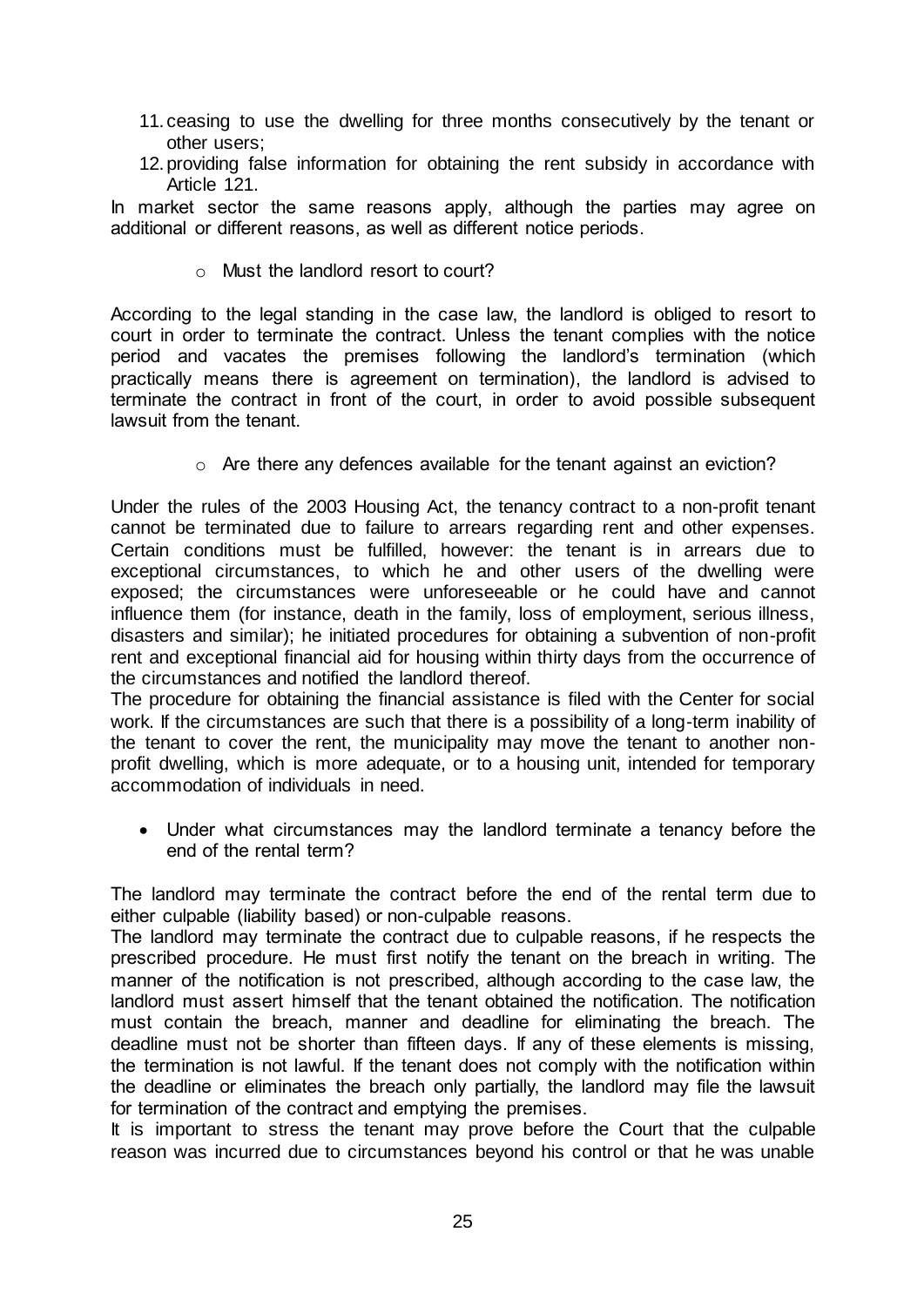11. ceasing to use the dwelling for three months consecutively by the tenant or other users;
12. providing false information for obtaining the rent subsidy in accordance with Article 121.

In market sector the same reasons apply, although the parties may agree on additional or different reasons, as well as different notice periods.

- Must the landlord resort to court?

According to the legal standing in the case law, the landlord is obliged to resort to court in order to terminate the contract. Unless the tenant complies with the notice period and vacates the premises following the landlord's termination (which practically means there is agreement on termination), the landlord is advised to terminate the contract in front of the court, in order to avoid possible subsequent lawsuit from the tenant.

- Are there any defences available for the tenant against an eviction?

Under the rules of the 2003 Housing Act, the tenancy contract to a non-profit tenant cannot be terminated due to failure to arrears regarding rent and other expenses. Certain conditions must be fulfilled, however: the tenant is in arrears due to exceptional circumstances, to which he and other users of the dwelling were exposed; the circumstances were unforeseeable or he could have and cannot influence them (for instance, death in the family, loss of employment, serious illness, disasters and similar); he initiated procedures for obtaining a subvention of non-profit rent and exceptional financial aid for housing within thirty days from the occurrence of the circumstances and notified the landlord thereof.

The procedure for obtaining the financial assistance is filed with the Center for social work. If the circumstances are such that there is a possibility of a long-term inability of the tenant to cover the rent, the municipality may move the tenant to another non-profit dwelling, which is more adequate, or to a housing unit, intended for temporary accommodation of individuals in need.

- Under what circumstances may the landlord terminate a tenancy before the end of the rental term?

The landlord may terminate the contract before the end of the rental term due to either culpable (liability based) or non-culpable reasons.

The landlord may terminate the contract due to culpable reasons, if he respects the prescribed procedure. He must first notify the tenant on the breach in writing. The manner of the notification is not prescribed, although according to the case law, the landlord must assert himself that the tenant obtained the notification. The notification must contain the breach, manner and deadline for eliminating the breach. The deadline must not be shorter than fifteen days. If any of these elements is missing, the termination is not lawful. If the tenant does not comply with the notification within the deadline or eliminates the breach only partially, the landlord may file the lawsuit for termination of the contract and emptying the premises.

It is important to stress the tenant may prove before the Court that the culpable reason was incurred due to circumstances beyond his control or that he was unable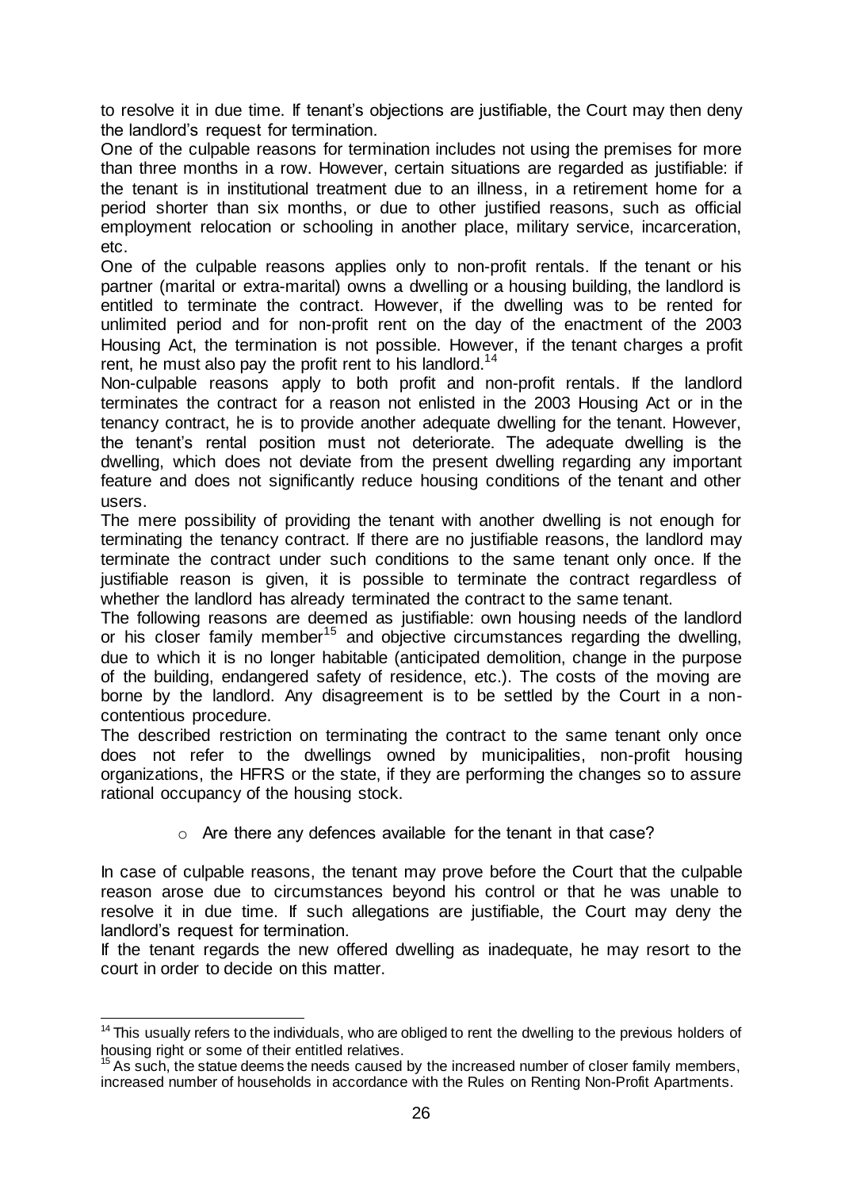to resolve it in due time. If tenant's objections are justifiable, the Court may then deny the landlord's request for termination.

One of the culpable reasons for termination includes not using the premises for more than three months in a row. However, certain situations are regarded as justifiable: if the tenant is in institutional treatment due to an illness, in a retirement home for a period shorter than six months, or due to other justified reasons, such as official employment relocation or schooling in another place, military service, incarceration, etc.

One of the culpable reasons applies only to non-profit rentals. If the tenant or his partner (marital or extra-marital) owns a dwelling or a housing building, the landlord is entitled to terminate the contract. However, if the dwelling was to be rented for unlimited period and for non-profit rent on the day of the enactment of the 2003 Housing Act, the termination is not possible. However, if the tenant charges a profit rent, he must also pay the profit rent to his landlord.[14]

Non-culpable reasons apply to both profit and non-profit rentals. If the landlord terminates the contract for a reason not enlisted in the 2003 Housing Act or in the tenancy contract, he is to provide another adequate dwelling for the tenant. However, the tenant's rental position must not deteriorate. The adequate dwelling is the dwelling, which does not deviate from the present dwelling regarding any important feature and does not significantly reduce housing conditions of the tenant and other users.

The mere possibility of providing the tenant with another dwelling is not enough for terminating the tenancy contract. If there are no justifiable reasons, the landlord may terminate the contract under such conditions to the same tenant only once. If the justifiable reason is given, it is possible to terminate the contract regardless of whether the landlord has already terminated the contract to the same tenant.

The following reasons are deemed as justifiable: own housing needs of the landlord or his closer family member[15] and objective circumstances regarding the dwelling, due to which it is no longer habitable (anticipated demolition, change in the purpose of the building, endangered safety of residence, etc.). The costs of the moving are borne by the landlord. Any disagreement is to be settled by the Court in a non-contentious procedure.

The described restriction on terminating the contract to the same tenant only once does not refer to the dwellings owned by municipalities, non-profit housing organizations, the HFRS or the state, if they are performing the changes so to assure rational occupancy of the housing stock.

- Are there any defences available for the tenant in that case?

In case of culpable reasons, the tenant may prove before the Court that the culpable reason arose due to circumstances beyond his control or that he was unable to resolve it in due time. If such allegations are justifiable, the Court may deny the landlord's request for termination.

If the tenant regards the new offered dwelling as inadequate, he may resort to the court in order to decide on this matter.

---

[14] This usually refers to the individuals, who are obliged to rent the dwelling to the previous holders of housing right or some of their entitled relatives.

[15] As such, the statue deems the needs caused by the increased number of closer family members, increased number of households in accordance with the Rules on Renting Non-Profit Apartments.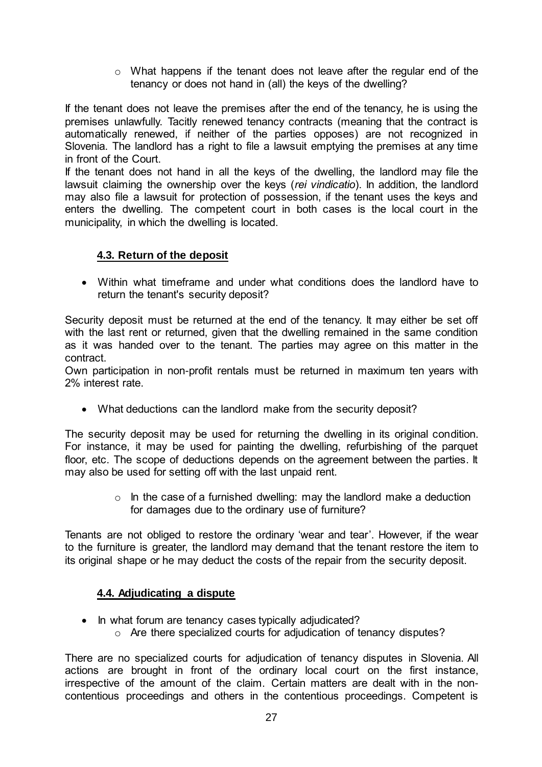- What happens if the tenant does not leave after the regular end of the tenancy or does not hand in (all) the keys of the dwelling?

If the tenant does not leave the premises after the end of the tenancy, he is using the premises unlawfully. Tacitly renewed tenancy contracts (meaning that the contract is automatically renewed, if neither of the parties opposes) are not recognized in Slovenia. The landlord has a right to file a lawsuit emptying the premises at any time in front of the Court.

If the tenant does not hand in all the keys of the dwelling, the landlord may file the lawsuit claiming the ownership over the keys (*rei vindicatio*). In addition, the landlord may also file a lawsuit for protection of possession, if the tenant uses the keys and enters the dwelling. The competent court in both cases is the local court in the municipality, in which the dwelling is located.

### 4.3. Return of the deposit

- Within what timeframe and under what conditions does the landlord have to return the tenant's security deposit?

Security deposit must be returned at the end of the tenancy. It may either be set off with the last rent or returned, given that the dwelling remained in the same condition as it was handed over to the tenant. The parties may agree on this matter in the contract.

Own participation in non-profit rentals must be returned in maximum ten years with 2% interest rate.

- What deductions can the landlord make from the security deposit?

The security deposit may be used for returning the dwelling in its original condition. For instance, it may be used for painting the dwelling, refurbishing of the parquet floor, etc. The scope of deductions depends on the agreement between the parties. It may also be used for setting off with the last unpaid rent.

- In the case of a furnished dwelling: may the landlord make a deduction for damages due to the ordinary use of furniture?

Tenants are not obliged to restore the ordinary 'wear and tear'. However, if the wear to the furniture is greater, the landlord may demand that the tenant restore the item to its original shape or he may deduct the costs of the repair from the security deposit.

### 4.4. Adjudicating a dispute

- In what forum are tenancy cases typically adjudicated?
  - Are there specialized courts for adjudication of tenancy disputes?

There are no specialized courts for adjudication of tenancy disputes in Slovenia. All actions are brought in front of the ordinary local court on the first instance, irrespective of the amount of the claim. Certain matters are dealt with in the non-contentious proceedings and others in the contentious proceedings. Competent is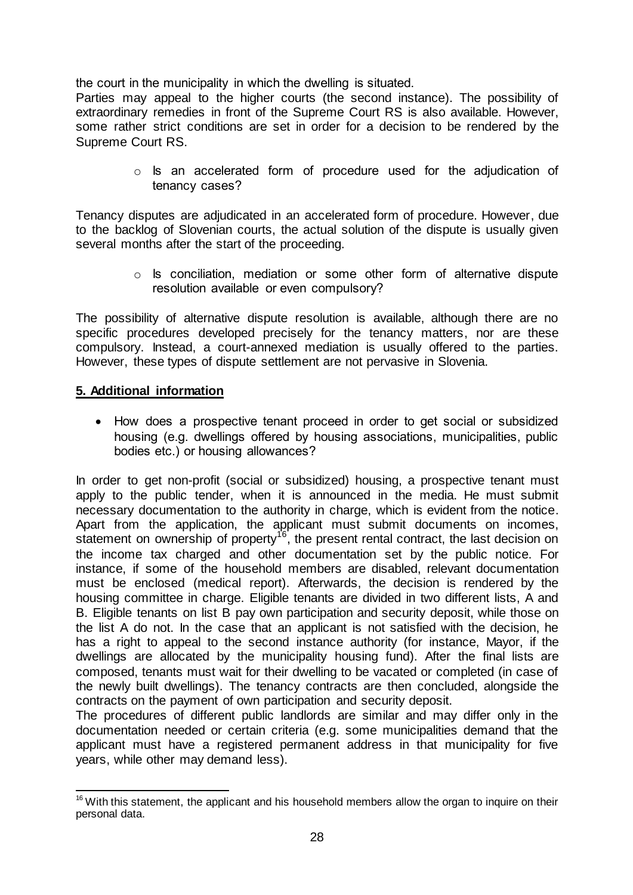the court in the municipality in which the dwelling is situated.
Parties may appeal to the higher courts (the second instance). The possibility of extraordinary remedies in front of the Supreme Court RS is also available. However, some rather strict conditions are set in order for a decision to be rendered by the Supreme Court RS.

- Is an accelerated form of procedure used for the adjudication of tenancy cases?

Tenancy disputes are adjudicated in an accelerated form of procedure. However, due to the backlog of Slovenian courts, the actual solution of the dispute is usually given several months after the start of the proceeding.

- Is conciliation, mediation or some other form of alternative dispute resolution available or even compulsory?

The possibility of alternative dispute resolution is available, although there are no specific procedures developed precisely for the tenancy matters, nor are these compulsory. Instead, a court-annexed mediation is usually offered to the parties. However, these types of dispute settlement are not pervasive in Slovenia.

## 5. Additional information

- How does a prospective tenant proceed in order to get social or subsidized housing (e.g. dwellings offered by housing associations, municipalities, public bodies etc.) or housing allowances?

In order to get non-profit (social or subsidized) housing, a prospective tenant must apply to the public tender, when it is announced in the media. He must submit necessary documentation to the authority in charge, which is evident from the notice. Apart from the application, the applicant must submit documents on incomes, statement on ownership of property[16], the present rental contract, the last decision on the income tax charged and other documentation set by the public notice. For instance, if some of the household members are disabled, relevant documentation must be enclosed (medical report). Afterwards, the decision is rendered by the housing committee in charge. Eligible tenants are divided in two different lists, A and B. Eligible tenants on list B pay own participation and security deposit, while those on the list A do not. In the case that an applicant is not satisfied with the decision, he has a right to appeal to the second instance authority (for instance, Mayor, if the dwellings are allocated by the municipality housing fund). After the final lists are composed, tenants must wait for their dwelling to be vacated or completed (in case of the newly built dwellings). The tenancy contracts are then concluded, alongside the contracts on the payment of own participation and security deposit.
The procedures of different public landlords are similar and may differ only in the documentation needed or certain criteria (e.g. some municipalities demand that the applicant must have a registered permanent address in that municipality for five years, while other may demand less).

[16] With this statement, the applicant and his household members allow the organ to inquire on their personal data.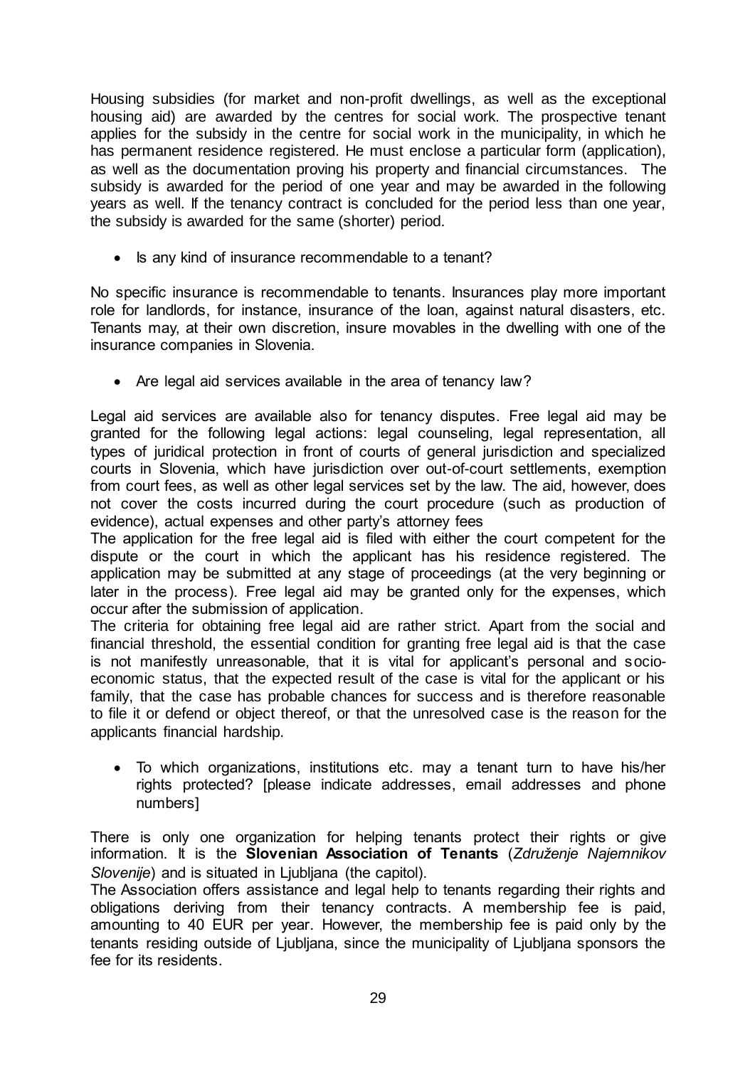Housing subsidies (for market and non-profit dwellings, as well as the exceptional housing aid) are awarded by the centres for social work. The prospective tenant applies for the subsidy in the centre for social work in the municipality, in which he has permanent residence registered. He must enclose a particular form (application), as well as the documentation proving his property and financial circumstances. The subsidy is awarded for the period of one year and may be awarded in the following years as well. If the tenancy contract is concluded for the period less than one year, the subsidy is awarded for the same (shorter) period.

- Is any kind of insurance recommendable to a tenant?

No specific insurance is recommendable to tenants. Insurances play more important role for landlords, for instance, insurance of the loan, against natural disasters, etc. Tenants may, at their own discretion, insure movables in the dwelling with one of the insurance companies in Slovenia.

- Are legal aid services available in the area of tenancy law?

Legal aid services are available also for tenancy disputes. Free legal aid may be granted for the following legal actions: legal counseling, legal representation, all types of juridical protection in front of courts of general jurisdiction and specialized courts in Slovenia, which have jurisdiction over out-of-court settlements, exemption from court fees, as well as other legal services set by the law. The aid, however, does not cover the costs incurred during the court procedure (such as production of evidence), actual expenses and other party's attorney fees

The application for the free legal aid is filed with either the court competent for the dispute or the court in which the applicant has his residence registered. The application may be submitted at any stage of proceedings (at the very beginning or later in the process). Free legal aid may be granted only for the expenses, which occur after the submission of application.

The criteria for obtaining free legal aid are rather strict. Apart from the social and financial threshold, the essential condition for granting free legal aid is that the case is not manifestly unreasonable, that it is vital for applicant's personal and socio-economic status, that the expected result of the case is vital for the applicant or his family, that the case has probable chances for success and is therefore reasonable to file it or defend or object thereof, or that the unresolved case is the reason for the applicants financial hardship.

- To which organizations, institutions etc. may a tenant turn to have his/her rights protected? [please indicate addresses, email addresses and phone numbers]

There is only one organization for helping tenants protect their rights or give information. It is the **Slovenian Association of Tenants** (*Združenje Najemnikov Slovenije*) and is situated in Ljubljana (the capitol).

The Association offers assistance and legal help to tenants regarding their rights and obligations deriving from their tenancy contracts. A membership fee is paid, amounting to 40 EUR per year. However, the membership fee is paid only by the tenants residing outside of Ljubljana, since the municipality of Ljubljana sponsors the fee for its residents.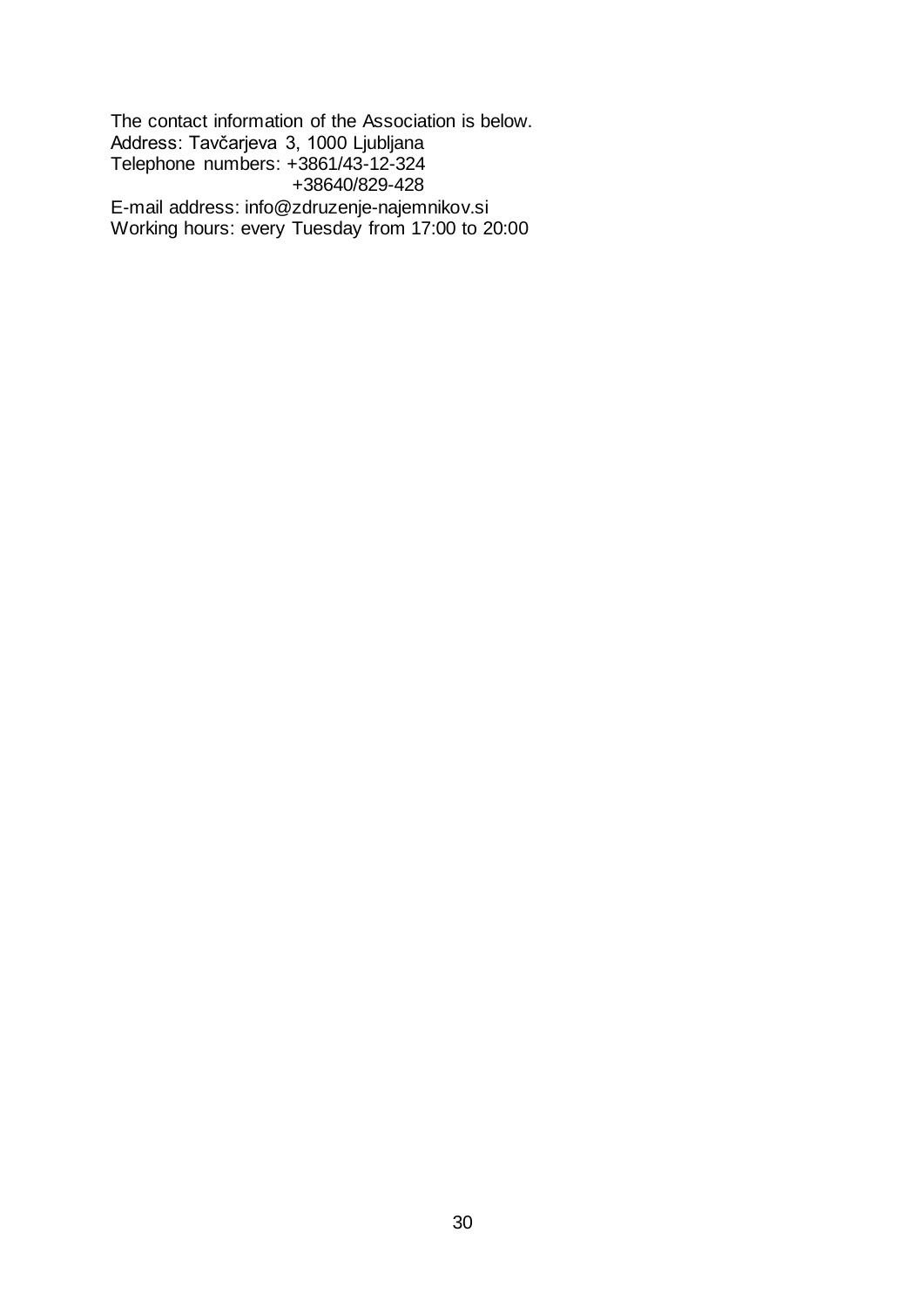The contact information of the Association is below.
Address: Tavčarjeva 3, 1000 Ljubljana
Telephone numbers: +3861/43-12-324
+38640/829-428
E-mail address: info@zdruzenje-najemnikov.si
Working hours: every Tuesday from 17:00 to 20:00